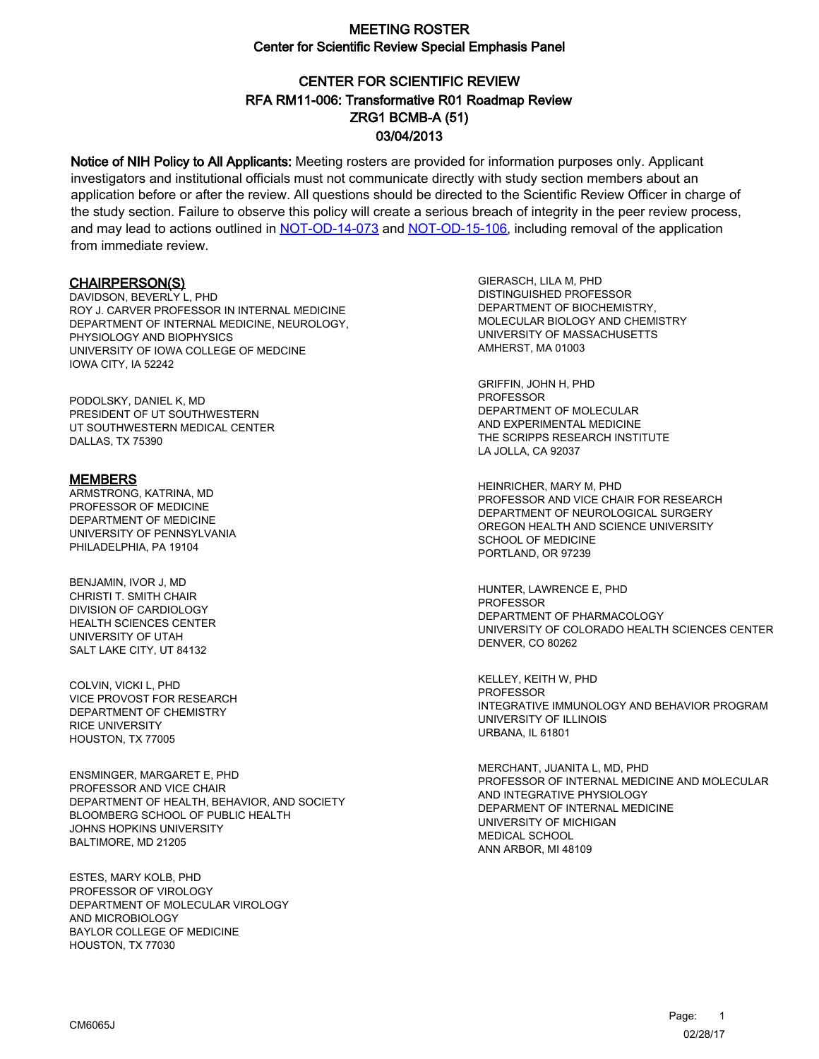# MEETING ROSTER
## Center for Scientific Review Special Emphasis Panel

## CENTER FOR SCIENTIFIC REVIEW
## RFA RM11-006: Transformative R01 Roadmap Review
## ZRG1 BCMB-A (51)
## 03/04/2013

**Notice of NIH Policy to All Applicants:** Meeting rosters are provided for information purposes only. Applicant investigators and institutional officials must not communicate directly with study section members about an application before or after the review. All questions should be directed to the Scientific Review Officer in charge of the study section. Failure to observe this policy will create a serious breach of integrity in the peer review process, and may lead to actions outlined in NOT-OD-14-073 and NOT-OD-15-106, including removal of the application from immediate review.

### CHAIRPERSON(S)

DAVIDSON, BEVERLY L, PHD
ROY J. CARVER PROFESSOR IN INTERNAL MEDICINE
DEPARTMENT OF INTERNAL MEDICINE, NEUROLOGY, PHYSIOLOGY AND BIOPHYSICS
UNIVERSITY OF IOWA COLLEGE OF MEDCINE
IOWA CITY, IA 52242

PODOLSKY, DANIEL K, MD
PRESIDENT OF UT SOUTHWESTERN
UT SOUTHWESTERN MEDICAL CENTER
DALLAS, TX 75390

### MEMBERS

ARMSTRONG, KATRINA, MD
PROFESSOR OF MEDICINE
DEPARTMENT OF MEDICINE
UNIVERSITY OF PENNSYLVANIA
PHILADELPHIA, PA 19104

BENJAMIN, IVOR J, MD
CHRISTI T. SMITH CHAIR
DIVISION OF CARDIOLOGY
HEALTH SCIENCES CENTER
UNIVERSITY OF UTAH
SALT LAKE CITY, UT 84132

COLVIN, VICKI L, PHD
VICE PROVOST FOR RESEARCH
DEPARTMENT OF CHEMISTRY
RICE UNIVERSITY
HOUSTON, TX 77005

ENSMINGER, MARGARET E, PHD
PROFESSOR AND VICE CHAIR
DEPARTMENT OF HEALTH, BEHAVIOR, AND SOCIETY
BLOOMBERG SCHOOL OF PUBLIC HEALTH
JOHNS HOPKINS UNIVERSITY
BALTIMORE, MD 21205

ESTES, MARY KOLB, PHD
PROFESSOR OF VIROLOGY
DEPARTMENT OF MOLECULAR VIROLOGY AND MICROBIOLOGY
BAYLOR COLLEGE OF MEDICINE
HOUSTON, TX 77030

GIERASCH, LILA M, PHD
DISTINGUISHED PROFESSOR
DEPARTMENT OF BIOCHEMISTRY, MOLECULAR BIOLOGY AND CHEMISTRY
UNIVERSITY OF MASSACHUSETTS
AMHERST, MA 01003

GRIFFIN, JOHN H, PHD
PROFESSOR
DEPARTMENT OF MOLECULAR AND EXPERIMENTAL MEDICINE
THE SCRIPPS RESEARCH INSTITUTE
LA JOLLA, CA 92037

HEINRICHER, MARY M, PHD
PROFESSOR AND VICE CHAIR FOR RESEARCH
DEPARTMENT OF NEUROLOGICAL SURGERY
OREGON HEALTH AND SCIENCE UNIVERSITY
SCHOOL OF MEDICINE
PORTLAND, OR 97239

HUNTER, LAWRENCE E, PHD
PROFESSOR
DEPARTMENT OF PHARMACOLOGY
UNIVERSITY OF COLORADO HEALTH SCIENCES CENTER
DENVER, CO 80262

KELLEY, KEITH W, PHD
PROFESSOR
INTEGRATIVE IMMUNOLOGY AND BEHAVIOR PROGRAM
UNIVERSITY OF ILLINOIS
URBANA, IL 61801

MERCHANT, JUANITA L, MD, PHD
PROFESSOR OF INTERNAL MEDICINE AND MOLECULAR AND INTEGRATIVE PHYSIOLOGY
DEPARMENT OF INTERNAL MEDICINE
UNIVERSITY OF MICHIGAN
MEDICAL SCHOOL
ANN ARBOR, MI 48109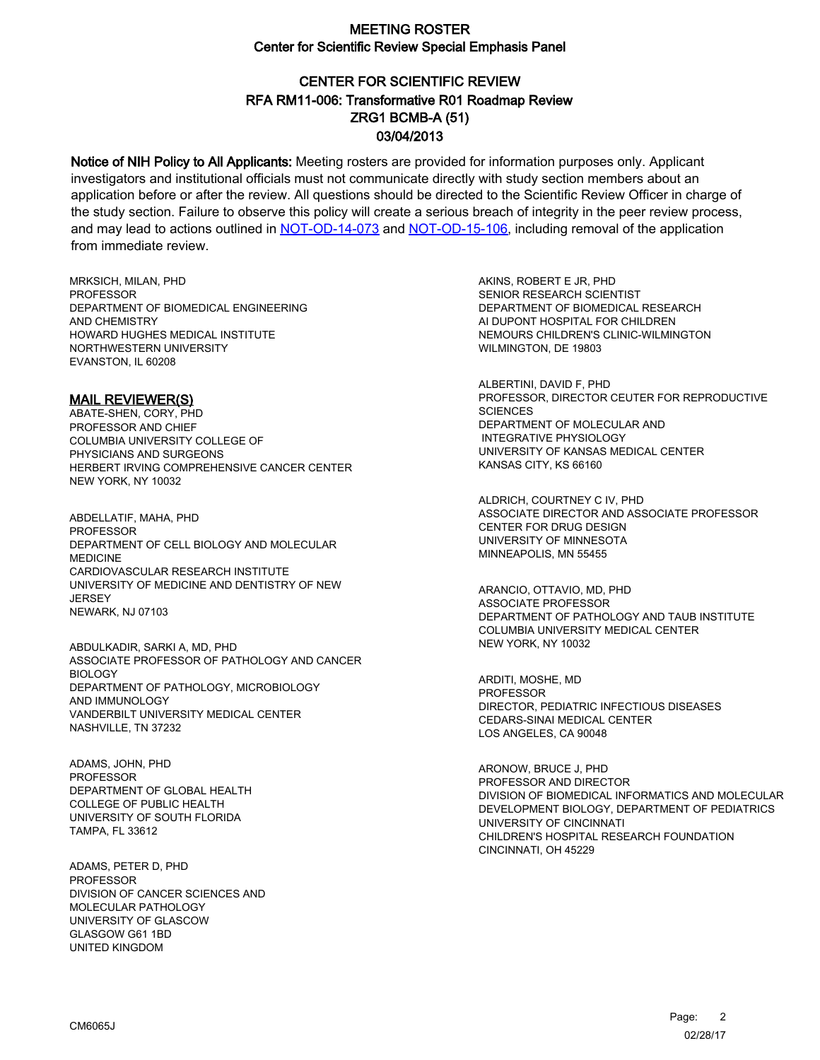# MEETING ROSTER
## Center for Scientific Review Special Emphasis Panel

## CENTER FOR SCIENTIFIC REVIEW
## RFA RM11-006: Transformative R01 Roadmap Review
## ZRG1 BCMB-A (51)
## 03/04/2013

**Notice of NIH Policy to All Applicants:** Meeting rosters are provided for information purposes only. Applicant investigators and institutional officials must not communicate directly with study section members about an application before or after the review. All questions should be directed to the Scientific Review Officer in charge of the study section. Failure to observe this policy will create a serious breach of integrity in the peer review process, and may lead to actions outlined in [NOT-OD-14-073](NOT-OD-14-073) and [NOT-OD-15-106](NOT-OD-15-106), including removal of the application from immediate review.

MRKSICH, MILAN, PHD
PROFESSOR
DEPARTMENT OF BIOMEDICAL ENGINEERING
AND CHEMISTRY
HOWARD HUGHES MEDICAL INSTITUTE
NORTHWESTERN UNIVERSITY
EVANSTON, IL 60208

### MAIL REVIEWER(S)

ABATE-SHEN, CORY, PHD
PROFESSOR AND CHIEF
COLUMBIA UNIVERSITY COLLEGE OF
PHYSICIANS AND SURGEONS
HERBERT IRVING COMPREHENSIVE CANCER CENTER
NEW YORK, NY 10032

ABDELLATIF, MAHA, PHD
PROFESSOR
DEPARTMENT OF CELL BIOLOGY AND MOLECULAR
MEDICINE
CARDIOVASCULAR RESEARCH INSTITUTE
UNIVERSITY OF MEDICINE AND DENTISTRY OF NEW
JERSEY
NEWARK, NJ 07103

ABDULKADIR, SARKI A, MD, PHD
ASSOCIATE PROFESSOR OF PATHOLOGY AND CANCER
BIOLOGY
DEPARTMENT OF PATHOLOGY, MICROBIOLOGY
AND IMMUNOLOGY
VANDERBILT UNIVERSITY MEDICAL CENTER
NASHVILLE, TN 37232

ADAMS, JOHN, PHD
PROFESSOR
DEPARTMENT OF GLOBAL HEALTH
COLLEGE OF PUBLIC HEALTH
UNIVERSITY OF SOUTH FLORIDA
TAMPA, FL 33612

ADAMS, PETER D, PHD
PROFESSOR
DIVISION OF CANCER SCIENCES AND
MOLECULAR PATHOLOGY
UNIVERSITY OF GLASCOW
GLASGOW G61 1BD
UNITED KINGDOM

AKINS, ROBERT E JR, PHD
SENIOR RESEARCH SCIENTIST
DEPARTMENT OF BIOMEDICAL RESEARCH
AI DUPONT HOSPITAL FOR CHILDREN
NEMOURS CHILDREN'S CLINIC-WILMINGTON
WILMINGTON, DE 19803

ALBERTINI, DAVID F, PHD
PROFESSOR, DIRECTOR CEUTER FOR REPRODUCTIVE
SCIENCES
DEPARTMENT OF MOLECULAR AND
INTEGRATIVE PHYSIOLOGY
UNIVERSITY OF KANSAS MEDICAL CENTER
KANSAS CITY, KS 66160

ALDRICH, COURTNEY C IV, PHD
ASSOCIATE DIRECTOR AND ASSOCIATE PROFESSOR
CENTER FOR DRUG DESIGN
UNIVERSITY OF MINNESOTA
MINNEAPOLIS, MN 55455

ARANCIO, OTTAVIO, MD, PHD
ASSOCIATE PROFESSOR
DEPARTMENT OF PATHOLOGY AND TAUB INSTITUTE
COLUMBIA UNIVERSITY MEDICAL CENTER
NEW YORK, NY 10032

ARDITI, MOSHE, MD
PROFESSOR
DIRECTOR, PEDIATRIC INFECTIOUS DISEASES
CEDARS-SINAI MEDICAL CENTER
LOS ANGELES, CA 90048

ARONOW, BRUCE J, PHD
PROFESSOR AND DIRECTOR
DIVISION OF BIOMEDICAL INFORMATICS AND MOLECULAR
DEVELOPMENT BIOLOGY, DEPARTMENT OF PEDIATRICS
UNIVERSITY OF CINCINNATI
CHILDREN'S HOSPITAL RESEARCH FOUNDATION
CINCINNATI, OH 45229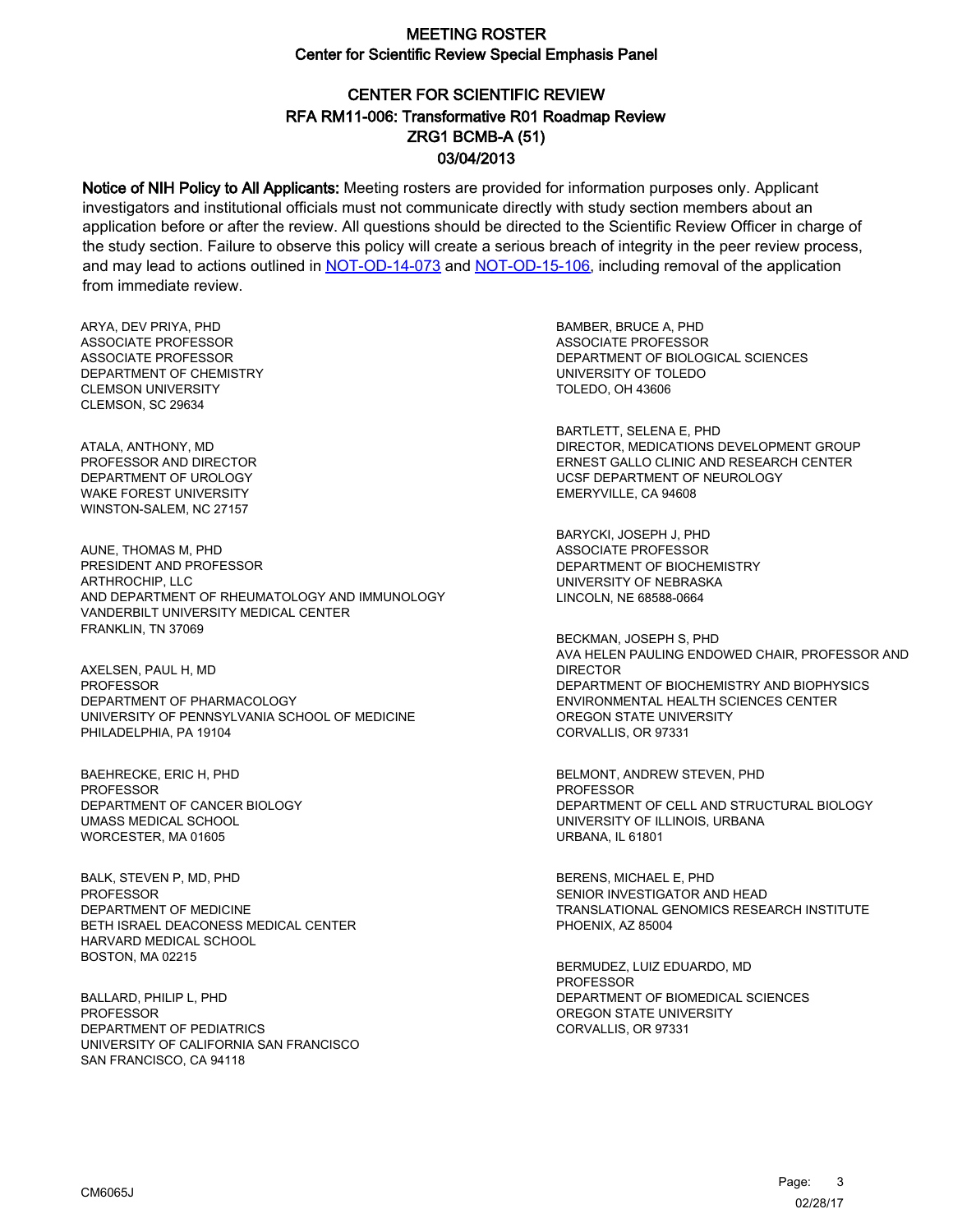# MEETING ROSTER
## Center for Scientific Review Special Emphasis Panel

## CENTER FOR SCIENTIFIC REVIEW
## RFA RM11-006: Transformative R01 Roadmap Review
## ZRG1 BCMB-A (51)
## 03/04/2013

**Notice of NIH Policy to All Applicants:** Meeting rosters are provided for information purposes only. Applicant investigators and institutional officials must not communicate directly with study section members about an application before or after the review. All questions should be directed to the Scientific Review Officer in charge of the study section. Failure to observe this policy will create a serious breach of integrity in the peer review process, and may lead to actions outlined in NOT-OD-14-073 and NOT-OD-15-106, including removal of the application from immediate review.

ARYA, DEV PRIYA, PHD
ASSOCIATE PROFESSOR
ASSOCIATE PROFESSOR
DEPARTMENT OF CHEMISTRY
CLEMSON UNIVERSITY
CLEMSON, SC 29634

ATALA, ANTHONY, MD
PROFESSOR AND DIRECTOR
DEPARTMENT OF UROLOGY
WAKE FOREST UNIVERSITY
WINSTON-SALEM, NC 27157

AUNE, THOMAS M, PHD
PRESIDENT AND PROFESSOR
ARTHROCHIP, LLC
AND DEPARTMENT OF RHEUMATOLOGY AND IMMUNOLOGY
VANDERBILT UNIVERSITY MEDICAL CENTER
FRANKLIN, TN 37069

AXELSEN, PAUL H, MD
PROFESSOR
DEPARTMENT OF PHARMACOLOGY
UNIVERSITY OF PENNSYLVANIA SCHOOL OF MEDICINE
PHILADELPHIA, PA 19104

BAEHRECKE, ERIC H, PHD
PROFESSOR
DEPARTMENT OF CANCER BIOLOGY
UMASS MEDICAL SCHOOL
WORCESTER, MA 01605

BALK, STEVEN P, MD, PHD
PROFESSOR
DEPARTMENT OF MEDICINE
BETH ISRAEL DEACONESS MEDICAL CENTER
HARVARD MEDICAL SCHOOL
BOSTON, MA 02215

BALLARD, PHILIP L, PHD
PROFESSOR
DEPARTMENT OF PEDIATRICS
UNIVERSITY OF CALIFORNIA SAN FRANCISCO
SAN FRANCISCO, CA 94118

BAMBER, BRUCE A, PHD
ASSOCIATE PROFESSOR
DEPARTMENT OF BIOLOGICAL SCIENCES
UNIVERSITY OF TOLEDO
TOLEDO, OH 43606

BARTLETT, SELENA E, PHD
DIRECTOR, MEDICATIONS DEVELOPMENT GROUP
ERNEST GALLO CLINIC AND RESEARCH CENTER
UCSF DEPARTMENT OF NEUROLOGY
EMERYVILLE, CA 94608

BARYCKI, JOSEPH J, PHD
ASSOCIATE PROFESSOR
DEPARTMENT OF BIOCHEMISTRY
UNIVERSITY OF NEBRASKA
LINCOLN, NE 68588-0664

BECKMAN, JOSEPH S, PHD
AVA HELEN PAULING ENDOWED CHAIR, PROFESSOR AND DIRECTOR
DEPARTMENT OF BIOCHEMISTRY AND BIOPHYSICS
ENVIRONMENTAL HEALTH SCIENCES CENTER
OREGON STATE UNIVERSITY
CORVALLIS, OR 97331

BELMONT, ANDREW STEVEN, PHD
PROFESSOR
DEPARTMENT OF CELL AND STRUCTURAL BIOLOGY
UNIVERSITY OF ILLINOIS, URBANA
URBANA, IL 61801

BERENS, MICHAEL E, PHD
SENIOR INVESTIGATOR AND HEAD
TRANSLATIONAL GENOMICS RESEARCH INSTITUTE
PHOENIX, AZ 85004

BERMUDEZ, LUIZ EDUARDO, MD
PROFESSOR
DEPARTMENT OF BIOMEDICAL SCIENCES
OREGON STATE UNIVERSITY
CORVALLIS, OR 97331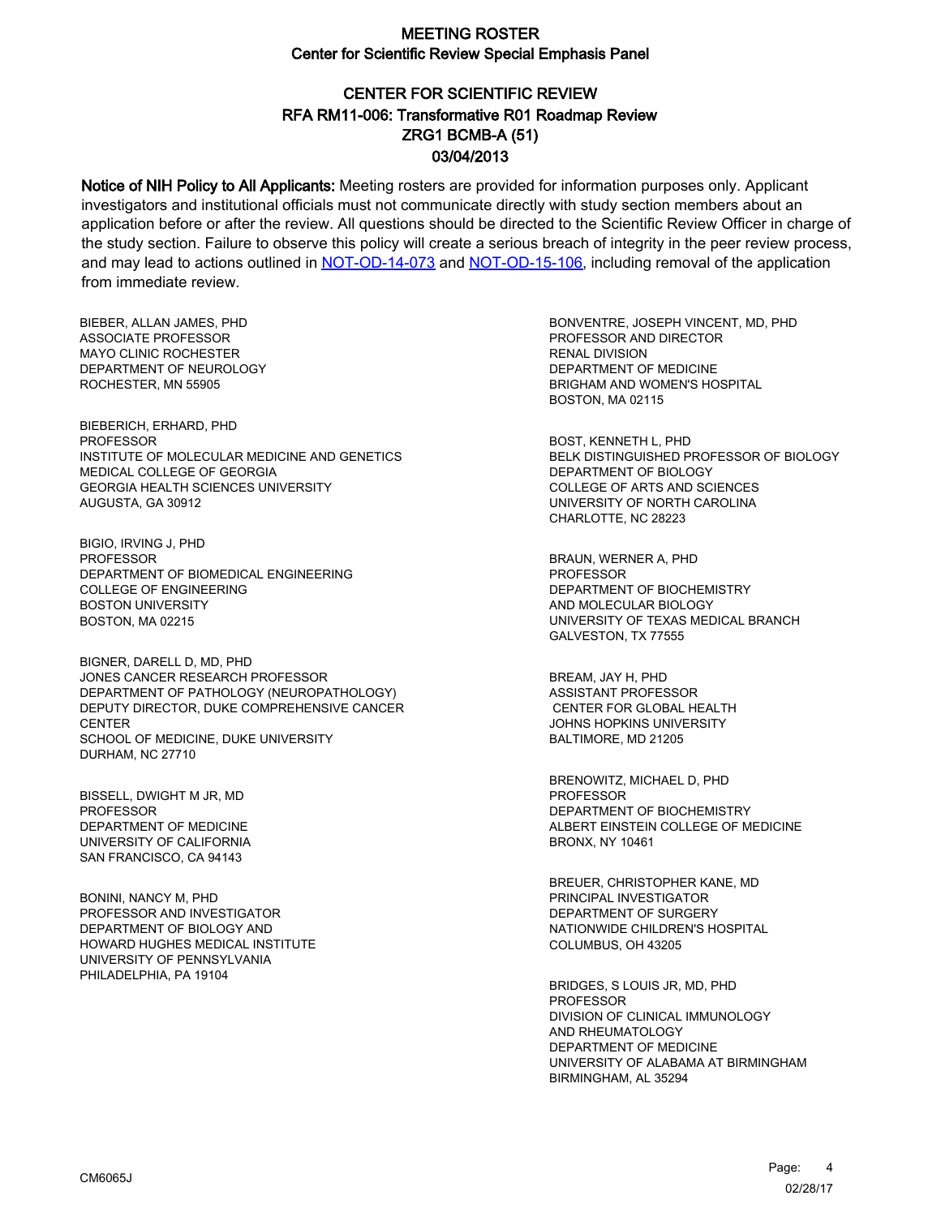# MEETING ROSTER

## Center for Scientific Review Special Emphasis Panel

## CENTER FOR SCIENTIFIC REVIEW
## RFA RM11-006: Transformative R01 Roadmap Review
## ZRG1 BCMB-A (51)
## 03/04/2013

**Notice of NIH Policy to All Applicants:** Meeting rosters are provided for information purposes only. Applicant investigators and institutional officials must not communicate directly with study section members about an application before or after the review. All questions should be directed to the Scientific Review Officer in charge of the study section. Failure to observe this policy will create a serious breach of integrity in the peer review process, and may lead to actions outlined in [NOT-OD-14-073] and [NOT-OD-15-106], including removal of the application from immediate review.

BIEBER, ALLAN JAMES, PHD
ASSOCIATE PROFESSOR
MAYO CLINIC ROCHESTER
DEPARTMENT OF NEUROLOGY
ROCHESTER, MN 55905

BIEBERICH, ERHARD, PHD
PROFESSOR
INSTITUTE OF MOLECULAR MEDICINE AND GENETICS
MEDICAL COLLEGE OF GEORGIA
GEORGIA HEALTH SCIENCES UNIVERSITY
AUGUSTA, GA 30912

BIGIO, IRVING J, PHD
PROFESSOR
DEPARTMENT OF BIOMEDICAL ENGINEERING
COLLEGE OF ENGINEERING
BOSTON UNIVERSITY
BOSTON, MA 02215

BIGNER, DARELL D, MD, PHD
JONES CANCER RESEARCH PROFESSOR
DEPARTMENT OF PATHOLOGY (NEUROPATHOLOGY)
DEPUTY DIRECTOR, DUKE COMPREHENSIVE CANCER CENTER
SCHOOL OF MEDICINE, DUKE UNIVERSITY
DURHAM, NC 27710

BISSELL, DWIGHT M JR, MD
PROFESSOR
DEPARTMENT OF MEDICINE
UNIVERSITY OF CALIFORNIA
SAN FRANCISCO, CA 94143

BONINI, NANCY M, PHD
PROFESSOR AND INVESTIGATOR
DEPARTMENT OF BIOLOGY AND
HOWARD HUGHES MEDICAL INSTITUTE
UNIVERSITY OF PENNSYLVANIA
PHILADELPHIA, PA 19104

BONVENTRE, JOSEPH VINCENT, MD, PHD
PROFESSOR AND DIRECTOR
RENAL DIVISION
DEPARTMENT OF MEDICINE
BRIGHAM AND WOMEN'S HOSPITAL
BOSTON, MA 02115

BOST, KENNETH L, PHD
BELK DISTINGUISHED PROFESSOR OF BIOLOGY
DEPARTMENT OF BIOLOGY
COLLEGE OF ARTS AND SCIENCES
UNIVERSITY OF NORTH CAROLINA
CHARLOTTE, NC 28223

BRAUN, WERNER A, PHD
PROFESSOR
DEPARTMENT OF BIOCHEMISTRY
AND MOLECULAR BIOLOGY
UNIVERSITY OF TEXAS MEDICAL BRANCH
GALVESTON, TX 77555

BREAM, JAY H, PHD
ASSISTANT PROFESSOR
CENTER FOR GLOBAL HEALTH
JOHNS HOPKINS UNIVERSITY
BALTIMORE, MD 21205

BRENOWITZ, MICHAEL D, PHD
PROFESSOR
DEPARTMENT OF BIOCHEMISTRY
ALBERT EINSTEIN COLLEGE OF MEDICINE
BRONX, NY 10461

BREUER, CHRISTOPHER KANE, MD
PRINCIPAL INVESTIGATOR
DEPARTMENT OF SURGERY
NATIONWIDE CHILDREN'S HOSPITAL
COLUMBUS, OH 43205

BRIDGES, S LOUIS JR, MD, PHD
PROFESSOR
DIVISION OF CLINICAL IMMUNOLOGY
AND RHEUMATOLOGY
DEPARTMENT OF MEDICINE
UNIVERSITY OF ALABAMA AT BIRMINGHAM
BIRMINGHAM, AL 35294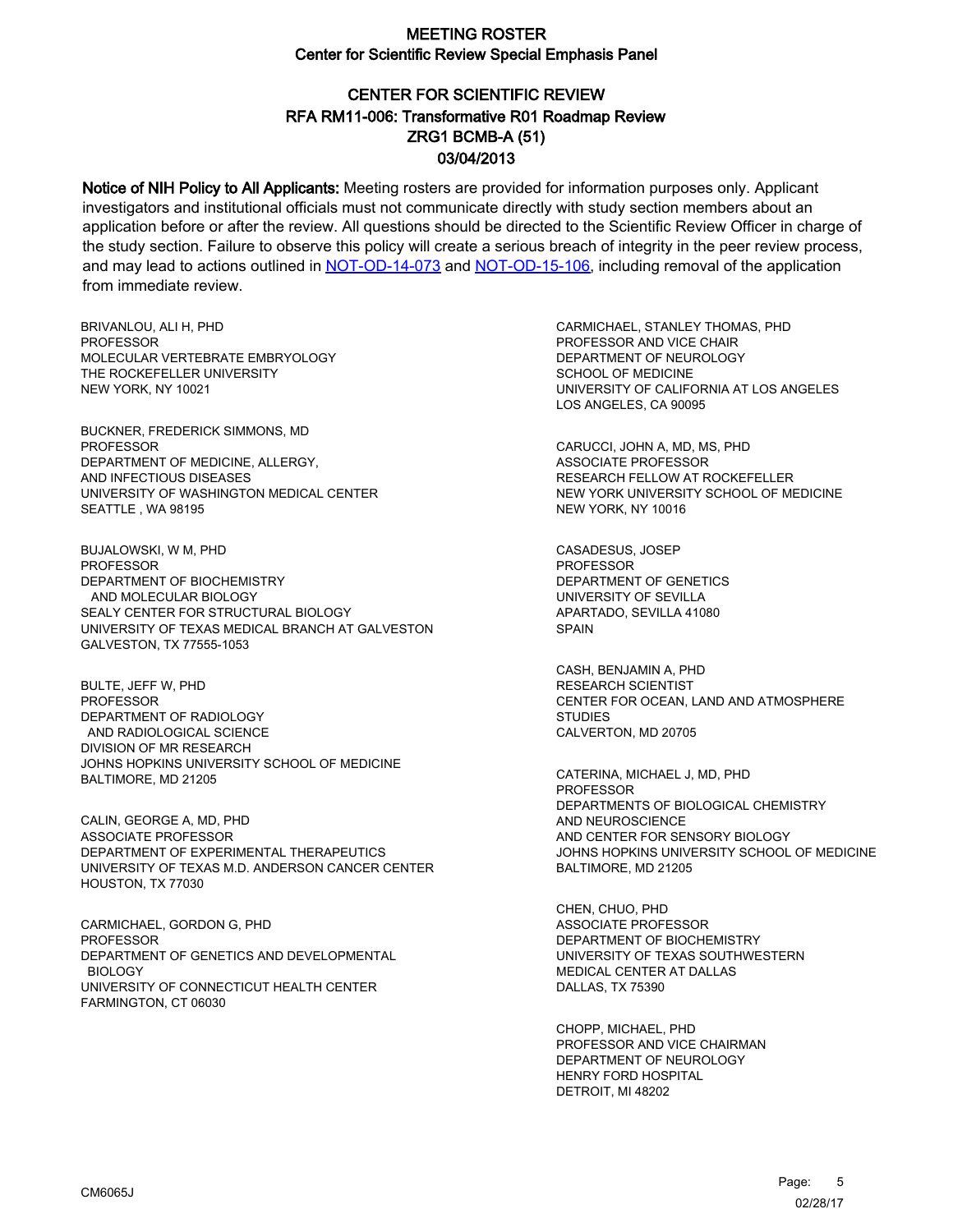# MEETING ROSTER

## Center for Scientific Review Special Emphasis Panel

## CENTER FOR SCIENTIFIC REVIEW
## RFA RM11-006: Transformative R01 Roadmap Review
## ZRG1 BCMB-A (51)
## 03/04/2013

**Notice of NIH Policy to All Applicants:** Meeting rosters are provided for information purposes only. Applicant investigators and institutional officials must not communicate directly with study section members about an application before or after the review. All questions should be directed to the Scientific Review Officer in charge of the study section. Failure to observe this policy will create a serious breach of integrity in the peer review process, and may lead to actions outlined in NOT-OD-14-073 and NOT-OD-15-106, including removal of the application from immediate review.

BRIVANLOU, ALI H, PHD
PROFESSOR
MOLECULAR VERTEBRATE EMBRYOLOGY
THE ROCKEFELLER UNIVERSITY
NEW YORK, NY 10021

BUCKNER, FREDERICK SIMMONS, MD
PROFESSOR
DEPARTMENT OF MEDICINE, ALLERGY,
AND INFECTIOUS DISEASES
UNIVERSITY OF WASHINGTON MEDICAL CENTER
SEATTLE , WA 98195

BUJALOWSKI, W M, PHD
PROFESSOR
DEPARTMENT OF BIOCHEMISTRY
AND MOLECULAR BIOLOGY
SEALY CENTER FOR STRUCTURAL BIOLOGY
UNIVERSITY OF TEXAS MEDICAL BRANCH AT GALVESTON
GALVESTON, TX 77555-1053

BULTE, JEFF W, PHD
PROFESSOR
DEPARTMENT OF RADIOLOGY
AND RADIOLOGICAL SCIENCE
DIVISION OF MR RESEARCH
JOHNS HOPKINS UNIVERSITY SCHOOL OF MEDICINE
BALTIMORE, MD 21205

CALIN, GEORGE A, MD, PHD
ASSOCIATE PROFESSOR
DEPARTMENT OF EXPERIMENTAL THERAPEUTICS
UNIVERSITY OF TEXAS M.D. ANDERSON CANCER CENTER
HOUSTON, TX 77030

CARMICHAEL, GORDON G, PHD
PROFESSOR
DEPARTMENT OF GENETICS AND DEVELOPMENTAL
BIOLOGY
UNIVERSITY OF CONNECTICUT HEALTH CENTER
FARMINGTON, CT 06030

CARMICHAEL, STANLEY THOMAS, PHD
PROFESSOR AND VICE CHAIR
DEPARTMENT OF NEUROLOGY
SCHOOL OF MEDICINE
UNIVERSITY OF CALIFORNIA AT LOS ANGELES
LOS ANGELES, CA 90095

CARUCCI, JOHN A, MD, MS, PHD
ASSOCIATE PROFESSOR
RESEARCH FELLOW AT ROCKEFELLER
NEW YORK UNIVERSITY SCHOOL OF MEDICINE
NEW YORK, NY 10016

CASADESUS, JOSEP
PROFESSOR
DEPARTMENT OF GENETICS
UNIVERSITY OF SEVILLA
APARTADO, SEVILLA 41080
SPAIN

CASH, BENJAMIN A, PHD
RESEARCH SCIENTIST
CENTER FOR OCEAN, LAND AND ATMOSPHERE
STUDIES
CALVERTON, MD 20705

CATERINA, MICHAEL J, MD, PHD
PROFESSOR
DEPARTMENTS OF BIOLOGICAL CHEMISTRY
AND NEUROSCIENCE
AND CENTER FOR SENSORY BIOLOGY
JOHNS HOPKINS UNIVERSITY SCHOOL OF MEDICINE
BALTIMORE, MD 21205

CHEN, CHUO, PHD
ASSOCIATE PROFESSOR
DEPARTMENT OF BIOCHEMISTRY
UNIVERSITY OF TEXAS SOUTHWESTERN
MEDICAL CENTER AT DALLAS
DALLAS, TX 75390

CHOPP, MICHAEL, PHD
PROFESSOR AND VICE CHAIRMAN
DEPARTMENT OF NEUROLOGY
HENRY FORD HOSPITAL
DETROIT, MI 48202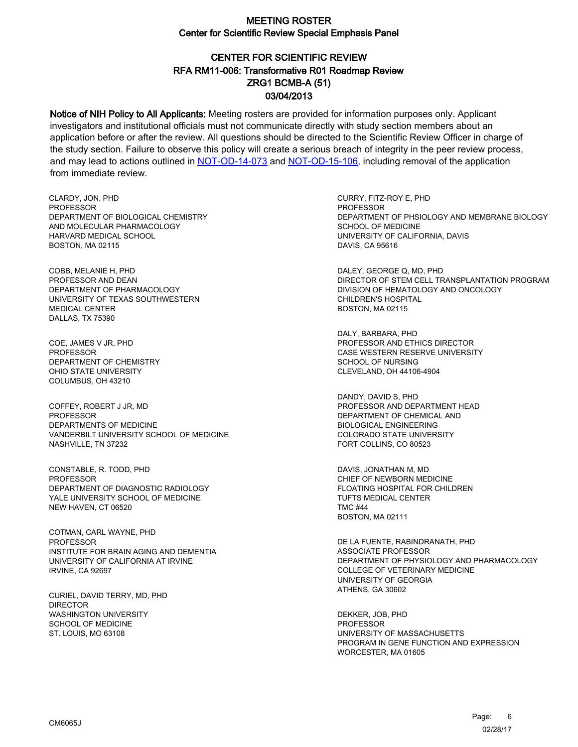# MEETING ROSTER

## Center for Scientific Review Special Emphasis Panel

## CENTER FOR SCIENTIFIC REVIEW
## RFA RM11-006: Transformative R01 Roadmap Review
## ZRG1 BCMB-A (51)
## 03/04/2013

**Notice of NIH Policy to All Applicants:** Meeting rosters are provided for information purposes only. Applicant investigators and institutional officials must not communicate directly with study section members about an application before or after the review. All questions should be directed to the Scientific Review Officer in charge of the study section. Failure to observe this policy will create a serious breach of integrity in the peer review process, and may lead to actions outlined in NOT-OD-14-073 and NOT-OD-15-106, including removal of the application from immediate review.

CLARDY, JON, PHD
PROFESSOR
DEPARTMENT OF BIOLOGICAL CHEMISTRY
AND MOLECULAR PHARMACOLOGY
HARVARD MEDICAL SCHOOL
BOSTON, MA 02115

COBB, MELANIE H, PHD
PROFESSOR AND DEAN
DEPARTMENT OF PHARMACOLOGY
UNIVERSITY OF TEXAS SOUTHWESTERN
MEDICAL CENTER
DALLAS, TX 75390

COE, JAMES V JR, PHD
PROFESSOR
DEPARTMENT OF CHEMISTRY
OHIO STATE UNIVERSITY
COLUMBUS, OH 43210

COFFEY, ROBERT J JR, MD
PROFESSOR
DEPARTMENTS OF MEDICINE
VANDERBILT UNIVERSITY SCHOOL OF MEDICINE
NASHVILLE, TN 37232

CONSTABLE, R. TODD, PHD
PROFESSOR
DEPARTMENT OF DIAGNOSTIC RADIOLOGY
YALE UNIVERSITY SCHOOL OF MEDICINE
NEW HAVEN, CT 06520

COTMAN, CARL WAYNE, PHD
PROFESSOR
INSTITUTE FOR BRAIN AGING AND DEMENTIA
UNIVERSITY OF CALIFORNIA AT IRVINE
IRVINE, CA 92697

CURIEL, DAVID TERRY, MD, PHD
DIRECTOR
WASHINGTON UNIVERSITY
SCHOOL OF MEDICINE
ST. LOUIS, MO 63108

CURRY, FITZ-ROY E, PHD
PROFESSOR
DEPARTMENT OF PHSIOLOGY AND MEMBRANE BIOLOGY
SCHOOL OF MEDICINE
UNIVERSITY OF CALIFORNIA, DAVIS
DAVIS, CA 95616

DALEY, GEORGE Q, MD, PHD
DIRECTOR OF STEM CELL TRANSPLANTATION PROGRAM
DIVISION OF HEMATOLOGY AND ONCOLOGY
CHILDREN'S HOSPITAL
BOSTON, MA 02115

DALY, BARBARA, PHD
PROFESSOR AND ETHICS DIRECTOR
CASE WESTERN RESERVE UNIVERSITY
SCHOOL OF NURSING
CLEVELAND, OH 44106-4904

DANDY, DAVID S, PHD
PROFESSOR AND DEPARTMENT HEAD
DEPARTMENT OF CHEMICAL AND
BIOLOGICAL ENGINEERING
COLORADO STATE UNIVERSITY
FORT COLLINS, CO 80523

DAVIS, JONATHAN M, MD
CHIEF OF NEWBORN MEDICINE
FLOATING HOSPITAL FOR CHILDREN
TUFTS MEDICAL CENTER
TMC #44
BOSTON, MA 02111

DE LA FUENTE, RABINDRANATH, PHD
ASSOCIATE PROFESSOR
DEPARTMENT OF PHYSIOLOGY AND PHARMACOLOGY
COLLEGE OF VETERINARY MEDICINE
UNIVERSITY OF GEORGIA
ATHENS, GA 30602

DEKKER, JOB, PHD
PROFESSOR
UNIVERSITY OF MASSACHUSETTS
PROGRAM IN GENE FUNCTION AND EXPRESSION
WORCESTER, MA 01605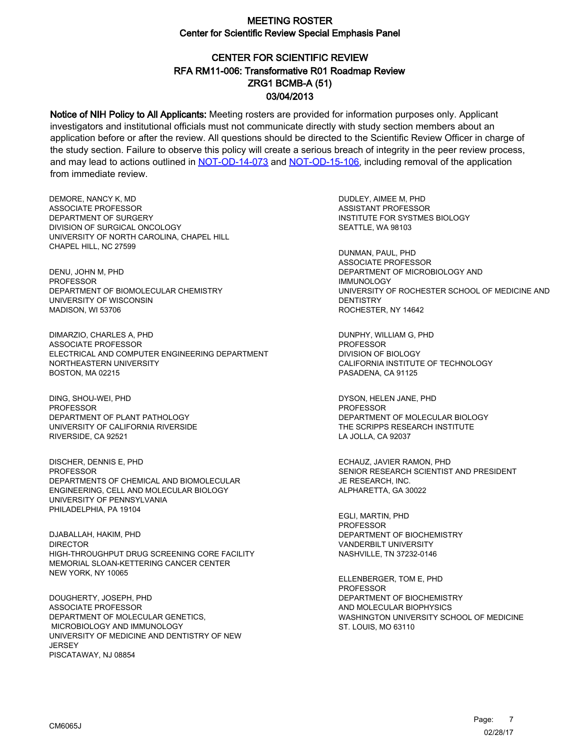# MEETING ROSTER

## Center for Scientific Review Special Emphasis Panel

## CENTER FOR SCIENTIFIC REVIEW
## RFA RM11-006: Transformative R01 Roadmap Review
## ZRG1 BCMB-A (51)
## 03/04/2013

**Notice of NIH Policy to All Applicants:** Meeting rosters are provided for information purposes only. Applicant investigators and institutional officials must not communicate directly with study section members about an application before or after the review. All questions should be directed to the Scientific Review Officer in charge of the study section. Failure to observe this policy will create a serious breach of integrity in the peer review process, and may lead to actions outlined in [NOT-OD-14-073](NOT-OD-14-073) and [NOT-OD-15-106](NOT-OD-15-106), including removal of the application from immediate review.

DEMORE, NANCY K, MD
ASSOCIATE PROFESSOR
DEPARTMENT OF SURGERY
DIVISION OF SURGICAL ONCOLOGY
UNIVERSITY OF NORTH CAROLINA, CHAPEL HILL
CHAPEL HILL, NC 27599

DENU, JOHN M, PHD
PROFESSOR
DEPARTMENT OF BIOMOLECULAR CHEMISTRY
UNIVERSITY OF WISCONSIN
MADISON, WI 53706

DIMARZIO, CHARLES A, PHD
ASSOCIATE PROFESSOR
ELECTRICAL AND COMPUTER ENGINEERING DEPARTMENT
NORTHEASTERN UNIVERSITY
BOSTON, MA 02215

DING, SHOU-WEI, PHD
PROFESSOR
DEPARTMENT OF PLANT PATHOLOGY
UNIVERSITY OF CALIFORNIA RIVERSIDE
RIVERSIDE, CA 92521

DISCHER, DENNIS E, PHD
PROFESSOR
DEPARTMENTS OF CHEMICAL AND BIOMOLECULAR ENGINEERING, CELL AND MOLECULAR BIOLOGY
UNIVERSITY OF PENNSYLVANIA
PHILADELPHIA, PA 19104

DJABALLAH, HAKIM, PHD
DIRECTOR
HIGH-THROUGHPUT DRUG SCREENING CORE FACILITY
MEMORIAL SLOAN-KETTERING CANCER CENTER
NEW YORK, NY 10065

DOUGHERTY, JOSEPH, PHD
ASSOCIATE PROFESSOR
DEPARTMENT OF MOLECULAR GENETICS, MICROBIOLOGY AND IMMUNOLOGY
UNIVERSITY OF MEDICINE AND DENTISTRY OF NEW JERSEY
PISCATAWAY, NJ 08854

DUDLEY, AIMEE M, PHD
ASSISTANT PROFESSOR
INSTITUTE FOR SYSTMES BIOLOGY
SEATTLE, WA 98103

DUNMAN, PAUL, PHD
ASSOCIATE PROFESSOR
DEPARTMENT OF MICROBIOLOGY AND IMMUNOLOGY
UNIVERSITY OF ROCHESTER SCHOOL OF MEDICINE AND DENTISTRY
ROCHESTER, NY 14642

DUNPHY, WILLIAM G, PHD
PROFESSOR
DIVISION OF BIOLOGY
CALIFORNIA INSTITUTE OF TECHNOLOGY
PASADENA, CA 91125

DYSON, HELEN JANE, PHD
PROFESSOR
DEPARTMENT OF MOLECULAR BIOLOGY
THE SCRIPPS RESEARCH INSTITUTE
LA JOLLA, CA 92037

ECHAUZ, JAVIER RAMON, PHD
SENIOR RESEARCH SCIENTIST AND PRESIDENT
JE RESEARCH, INC.
ALPHARETTA, GA 30022

EGLI, MARTIN, PHD
PROFESSOR
DEPARTMENT OF BIOCHEMISTRY
VANDERBILT UNIVERSITY
NASHVILLE, TN 37232-0146

ELLENBERGER, TOM E, PHD
PROFESSOR
DEPARTMENT OF BIOCHEMISTRY AND MOLECULAR BIOPHYSICS
WASHINGTON UNIVERSITY SCHOOL OF MEDICINE
ST. LOUIS, MO 63110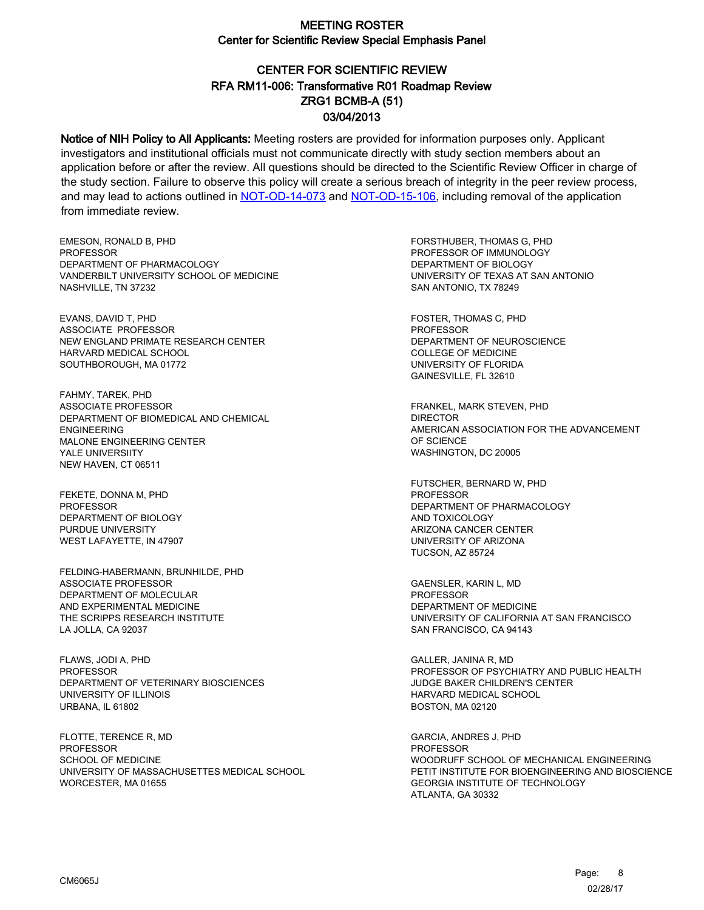# MEETING ROSTER
## Center for Scientific Review Special Emphasis Panel

## CENTER FOR SCIENTIFIC REVIEW
## RFA RM11-006: Transformative R01 Roadmap Review
## ZRG1 BCMB-A (51)
## 03/04/2013

**Notice of NIH Policy to All Applicants:** Meeting rosters are provided for information purposes only. Applicant investigators and institutional officials must not communicate directly with study section members about an application before or after the review. All questions should be directed to the Scientific Review Officer in charge of the study section. Failure to observe this policy will create a serious breach of integrity in the peer review process, and may lead to actions outlined in [NOT-OD-14-073] and [NOT-OD-15-106], including removal of the application from immediate review.

EMESON, RONALD B, PHD
PROFESSOR
DEPARTMENT OF PHARMACOLOGY
VANDERBILT UNIVERSITY SCHOOL OF MEDICINE
NASHVILLE, TN 37232

EVANS, DAVID T, PHD
ASSOCIATE PROFESSOR
NEW ENGLAND PRIMATE RESEARCH CENTER
HARVARD MEDICAL SCHOOL
SOUTHBOROUGH, MA 01772

FAHMY, TAREK, PHD
ASSOCIATE PROFESSOR
DEPARTMENT OF BIOMEDICAL AND CHEMICAL ENGINEERING
MALONE ENGINEERING CENTER
YALE UNIVERSIITY
NEW HAVEN, CT 06511

FEKETE, DONNA M, PHD
PROFESSOR
DEPARTMENT OF BIOLOGY
PURDUE UNIVERSITY
WEST LAFAYETTE, IN 47907

FELDING-HABERMANN, BRUNHILDE, PHD
ASSOCIATE PROFESSOR
DEPARTMENT OF MOLECULAR AND EXPERIMENTAL MEDICINE
THE SCRIPPS RESEARCH INSTITUTE
LA JOLLA, CA 92037

FLAWS, JODI A, PHD
PROFESSOR
DEPARTMENT OF VETERINARY BIOSCIENCES
UNIVERSITY OF ILLINOIS
URBANA, IL 61802

FLOTTE, TERENCE R, MD
PROFESSOR
SCHOOL OF MEDICINE
UNIVERSITY OF MASSACHUSETTES MEDICAL SCHOOL
WORCESTER, MA 01655

FORSTHUBER, THOMAS G, PHD
PROFESSOR OF IMMUNOLOGY
DEPARTMENT OF BIOLOGY
UNIVERSITY OF TEXAS AT SAN ANTONIO
SAN ANTONIO, TX 78249

FOSTER, THOMAS C, PHD
PROFESSOR
DEPARTMENT OF NEUROSCIENCE
COLLEGE OF MEDICINE
UNIVERSITY OF FLORIDA
GAINESVILLE, FL 32610

FRANKEL, MARK STEVEN, PHD
DIRECTOR
AMERICAN ASSOCIATION FOR THE ADVANCEMENT OF SCIENCE
WASHINGTON, DC 20005

FUTSCHER, BERNARD W, PHD
PROFESSOR
DEPARTMENT OF PHARMACOLOGY AND TOXICOLOGY
ARIZONA CANCER CENTER
UNIVERSITY OF ARIZONA
TUCSON, AZ 85724

GAENSLER, KARIN L, MD
PROFESSOR
DEPARTMENT OF MEDICINE
UNIVERSITY OF CALIFORNIA AT SAN FRANCISCO
SAN FRANCISCO, CA 94143

GALLER, JANINA R, MD
PROFESSOR OF PSYCHIATRY AND PUBLIC HEALTH
JUDGE BAKER CHILDREN'S CENTER
HARVARD MEDICAL SCHOOL
BOSTON, MA 02120

GARCIA, ANDRES J, PHD
PROFESSOR
WOODRUFF SCHOOL OF MECHANICAL ENGINEERING
PETIT INSTITUTE FOR BIOENGINEERING AND BIOSCIENCE
GEORGIA INSTITUTE OF TECHNOLOGY
ATLANTA, GA 30332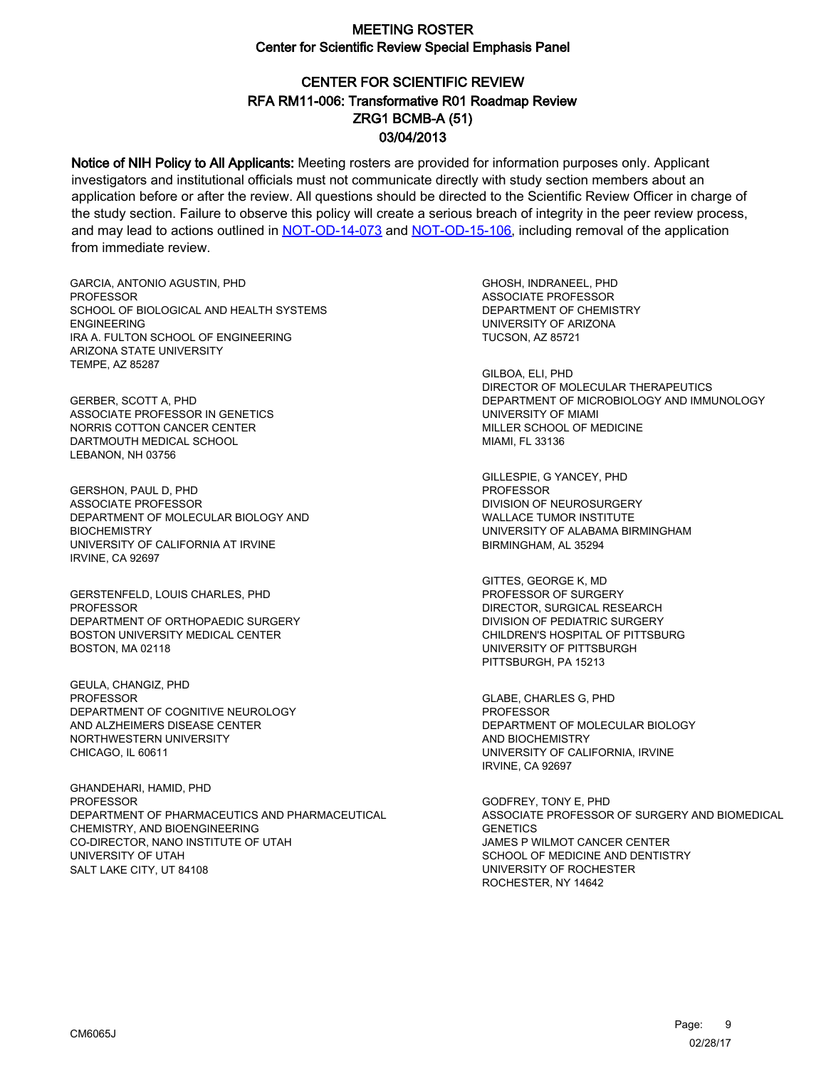# MEETING ROSTER

## Center for Scientific Review Special Emphasis Panel

## CENTER FOR SCIENTIFIC REVIEW

## RFA RM11-006: Transformative R01 Roadmap Review

## ZRG1 BCMB-A (51)

## 03/04/2013

**Notice of NIH Policy to All Applicants:** Meeting rosters are provided for information purposes only. Applicant investigators and institutional officials must not communicate directly with study section members about an application before or after the review. All questions should be directed to the Scientific Review Officer in charge of the study section. Failure to observe this policy will create a serious breach of integrity in the peer review process, and may lead to actions outlined in NOT-OD-14-073 and NOT-OD-15-106, including removal of the application from immediate review.

GARCIA, ANTONIO AGUSTIN, PHD
PROFESSOR
SCHOOL OF BIOLOGICAL AND HEALTH SYSTEMS ENGINEERING
IRA A. FULTON SCHOOL OF ENGINEERING
ARIZONA STATE UNIVERSITY
TEMPE, AZ 85287

GERBER, SCOTT A, PHD
ASSOCIATE PROFESSOR IN GENETICS
NORRIS COTTON CANCER CENTER
DARTMOUTH MEDICAL SCHOOL
LEBANON, NH 03756

GERSHON, PAUL D, PHD
ASSOCIATE PROFESSOR
DEPARTMENT OF MOLECULAR BIOLOGY AND BIOCHEMISTRY
UNIVERSITY OF CALIFORNIA AT IRVINE
IRVINE, CA 92697

GERSTENFELD, LOUIS CHARLES, PHD
PROFESSOR
DEPARTMENT OF ORTHOPAEDIC SURGERY
BOSTON UNIVERSITY MEDICAL CENTER
BOSTON, MA 02118

GEULA, CHANGIZ, PHD
PROFESSOR
DEPARTMENT OF COGNITIVE NEUROLOGY AND ALZHEIMERS DISEASE CENTER
NORTHWESTERN UNIVERSITY
CHICAGO, IL 60611

GHANDEHARI, HAMID, PHD
PROFESSOR
DEPARTMENT OF PHARMACEUTICS AND PHARMACEUTICAL CHEMISTRY, AND BIOENGINEERING
CO-DIRECTOR, NANO INSTITUTE OF UTAH
UNIVERSITY OF UTAH
SALT LAKE CITY, UT 84108

GHOSH, INDRANEEL, PHD
ASSOCIATE PROFESSOR
DEPARTMENT OF CHEMISTRY
UNIVERSITY OF ARIZONA
TUCSON, AZ 85721

GILBOA, ELI, PHD
DIRECTOR OF MOLECULAR THERAPEUTICS
DEPARTMENT OF MICROBIOLOGY AND IMMUNOLOGY
UNIVERSITY OF MIAMI
MILLER SCHOOL OF MEDICINE
MIAMI, FL 33136

GILLESPIE, G YANCEY, PHD
PROFESSOR
DIVISION OF NEUROSURGERY
WALLACE TUMOR INSTITUTE
UNIVERSITY OF ALABAMA BIRMINGHAM
BIRMINGHAM, AL 35294

GITTES, GEORGE K, MD
PROFESSOR OF SURGERY
DIRECTOR, SURGICAL RESEARCH
DIVISION OF PEDIATRIC SURGERY
CHILDREN'S HOSPITAL OF PITTSBURG
UNIVERSITY OF PITTSBURGH
PITTSBURGH, PA 15213

GLABE, CHARLES G, PHD
PROFESSOR
DEPARTMENT OF MOLECULAR BIOLOGY AND BIOCHEMISTRY
UNIVERSITY OF CALIFORNIA, IRVINE
IRVINE, CA 92697

GODFREY, TONY E, PHD
ASSOCIATE PROFESSOR OF SURGERY AND BIOMEDICAL GENETICS
JAMES P WILMOT CANCER CENTER
SCHOOL OF MEDICINE AND DENTISTRY
UNIVERSITY OF ROCHESTER
ROCHESTER, NY 14642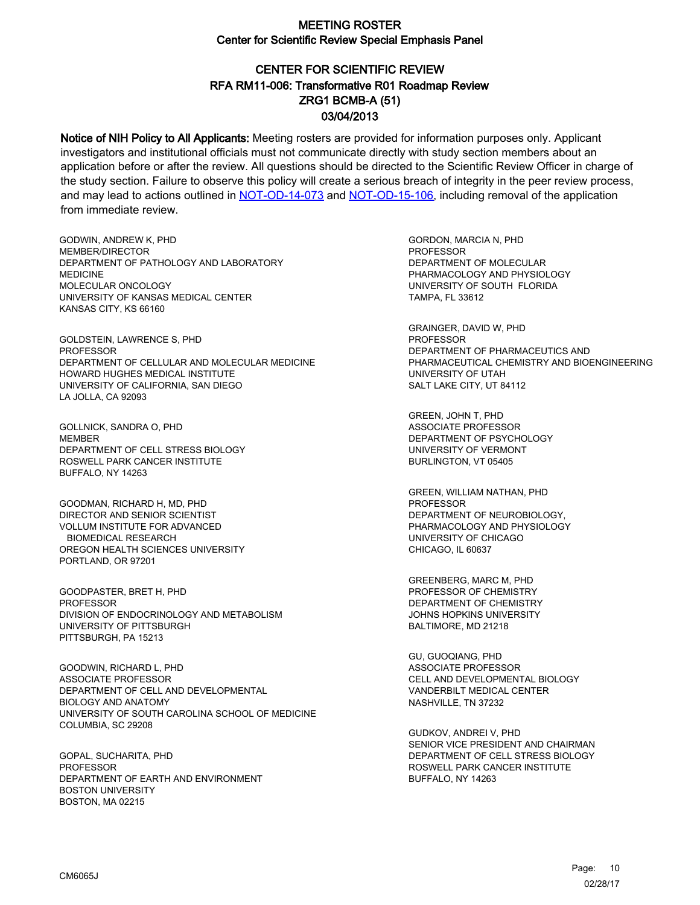# MEETING ROSTER
## Center for Scientific Review Special Emphasis Panel

## CENTER FOR SCIENTIFIC REVIEW
## RFA RM11-006: Transformative R01 Roadmap Review
## ZRG1 BCMB-A (51)
## 03/04/2013

**Notice of NIH Policy to All Applicants:** Meeting rosters are provided for information purposes only. Applicant investigators and institutional officials must not communicate directly with study section members about an application before or after the review. All questions should be directed to the Scientific Review Officer in charge of the study section. Failure to observe this policy will create a serious breach of integrity in the peer review process, and may lead to actions outlined in [NOT-OD-14-073] and [NOT-OD-15-106], including removal of the application from immediate review.

GODWIN, ANDREW K, PHD
MEMBER/DIRECTOR
DEPARTMENT OF PATHOLOGY AND LABORATORY MEDICINE
MOLECULAR ONCOLOGY
UNIVERSITY OF KANSAS MEDICAL CENTER
KANSAS CITY, KS 66160

GOLDSTEIN, LAWRENCE S, PHD
PROFESSOR
DEPARTMENT OF CELLULAR AND MOLECULAR MEDICINE
HOWARD HUGHES MEDICAL INSTITUTE
UNIVERSITY OF CALIFORNIA, SAN DIEGO
LA JOLLA, CA 92093

GOLLNICK, SANDRA O, PHD
MEMBER
DEPARTMENT OF CELL STRESS BIOLOGY
ROSWELL PARK CANCER INSTITUTE
BUFFALO, NY 14263

GOODMAN, RICHARD H, MD, PHD
DIRECTOR AND SENIOR SCIENTIST
VOLLUM INSTITUTE FOR ADVANCED BIOMEDICAL RESEARCH
OREGON HEALTH SCIENCES UNIVERSITY
PORTLAND, OR 97201

GOODPASTER, BRET H, PHD
PROFESSOR
DIVISION OF ENDOCRINOLOGY AND METABOLISM
UNIVERSITY OF PITTSBURGH
PITTSBURGH, PA 15213

GOODWIN, RICHARD L, PHD
ASSOCIATE PROFESSOR
DEPARTMENT OF CELL AND DEVELOPMENTAL BIOLOGY AND ANATOMY
UNIVERSITY OF SOUTH CAROLINA SCHOOL OF MEDICINE
COLUMBIA, SC 29208

GOPAL, SUCHARITA, PHD
PROFESSOR
DEPARTMENT OF EARTH AND ENVIRONMENT
BOSTON UNIVERSITY
BOSTON, MA 02215

GORDON, MARCIA N, PHD
PROFESSOR
DEPARTMENT OF MOLECULAR PHARMACOLOGY AND PHYSIOLOGY
UNIVERSITY OF SOUTH FLORIDA
TAMPA, FL 33612

GRAINGER, DAVID W, PHD
PROFESSOR
DEPARTMENT OF PHARMACEUTICS AND PHARMACEUTICAL CHEMISTRY AND BIOENGINEERING
UNIVERSITY OF UTAH
SALT LAKE CITY, UT 84112

GREEN, JOHN T, PHD
ASSOCIATE PROFESSOR
DEPARTMENT OF PSYCHOLOGY
UNIVERSITY OF VERMONT
BURLINGTON, VT 05405

GREEN, WILLIAM NATHAN, PHD
PROFESSOR
DEPARTMENT OF NEUROBIOLOGY, PHARMACOLOGY AND PHYSIOLOGY
UNIVERSITY OF CHICAGO
CHICAGO, IL 60637

GREENBERG, MARC M, PHD
PROFESSOR OF CHEMISTRY
DEPARTMENT OF CHEMISTRY
JOHNS HOPKINS UNIVERSITY
BALTIMORE, MD 21218

GU, GUOQIANG, PHD
ASSOCIATE PROFESSOR
CELL AND DEVELOPMENTAL BIOLOGY
VANDERBILT MEDICAL CENTER
NASHVILLE, TN 37232

GUDKOV, ANDREI V, PHD
SENIOR VICE PRESIDENT AND CHAIRMAN
DEPARTMENT OF CELL STRESS BIOLOGY
ROSWELL PARK CANCER INSTITUTE
BUFFALO, NY 14263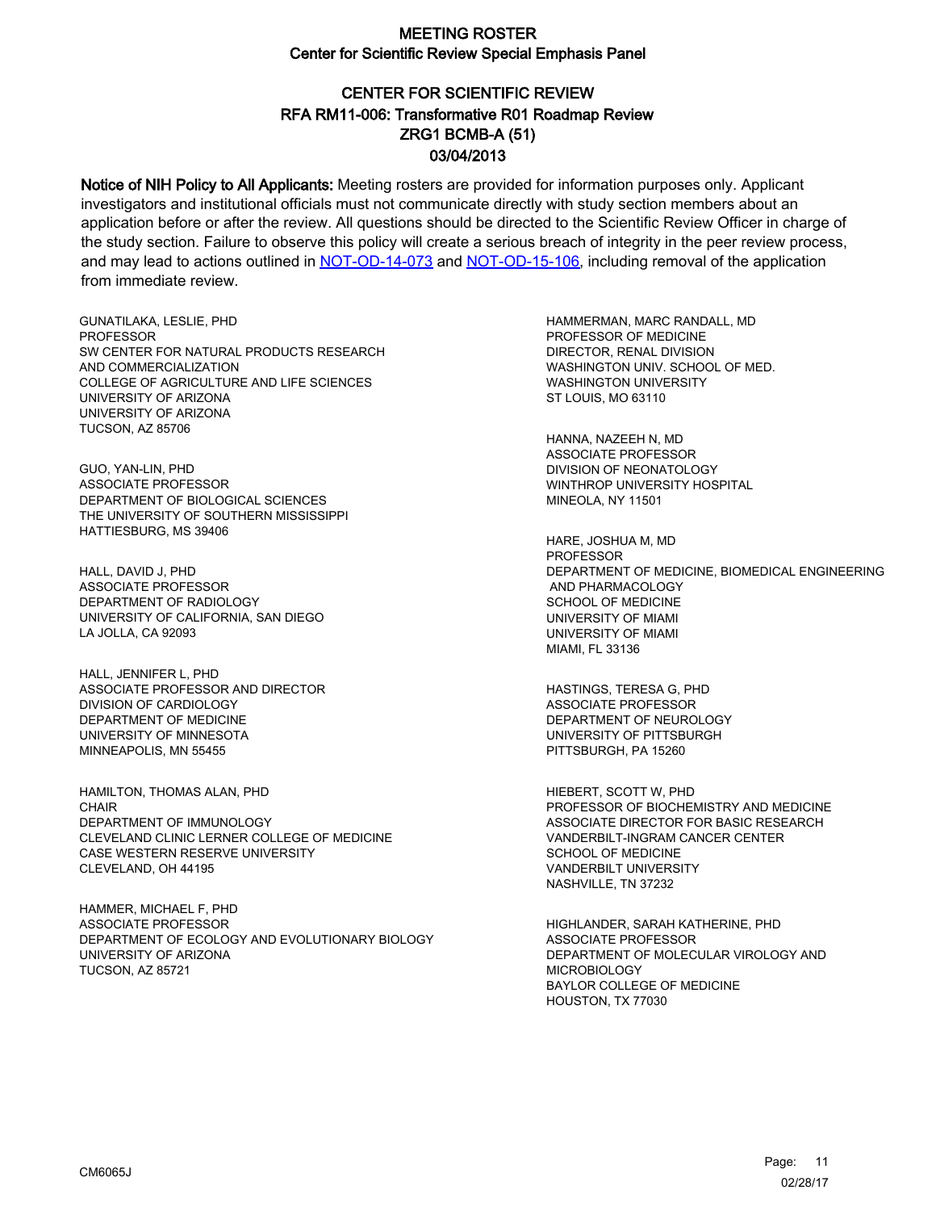# MEETING ROSTER

## Center for Scientific Review Special Emphasis Panel

## CENTER FOR SCIENTIFIC REVIEW
## RFA RM11-006: Transformative R01 Roadmap Review
## ZRG1 BCMB-A (51)
## 03/04/2013

**Notice of NIH Policy to All Applicants:** Meeting rosters are provided for information purposes only. Applicant investigators and institutional officials must not communicate directly with study section members about an application before or after the review. All questions should be directed to the Scientific Review Officer in charge of the study section. Failure to observe this policy will create a serious breach of integrity in the peer review process, and may lead to actions outlined in NOT-OD-14-073 and NOT-OD-15-106, including removal of the application from immediate review.

GUNATILAKA, LESLIE, PHD
PROFESSOR
SW CENTER FOR NATURAL PRODUCTS RESEARCH AND COMMERCIALIZATION
COLLEGE OF AGRICULTURE AND LIFE SCIENCES
UNIVERSITY OF ARIZONA
UNIVERSITY OF ARIZONA
TUCSON, AZ 85706

GUO, YAN-LIN, PHD
ASSOCIATE PROFESSOR
DEPARTMENT OF BIOLOGICAL SCIENCES
THE UNIVERSITY OF SOUTHERN MISSISSIPPI
HATTIESBURG, MS 39406

HALL, DAVID J, PHD
ASSOCIATE PROFESSOR
DEPARTMENT OF RADIOLOGY
UNIVERSITY OF CALIFORNIA, SAN DIEGO
LA JOLLA, CA 92093

HALL, JENNIFER L, PHD
ASSOCIATE PROFESSOR AND DIRECTOR
DIVISION OF CARDIOLOGY
DEPARTMENT OF MEDICINE
UNIVERSITY OF MINNESOTA
MINNEAPOLIS, MN 55455

HAMILTON, THOMAS ALAN, PHD
CHAIR
DEPARTMENT OF IMMUNOLOGY
CLEVELAND CLINIC LERNER COLLEGE OF MEDICINE
CASE WESTERN RESERVE UNIVERSITY
CLEVELAND, OH 44195

HAMMER, MICHAEL F, PHD
ASSOCIATE PROFESSOR
DEPARTMENT OF ECOLOGY AND EVOLUTIONARY BIOLOGY
UNIVERSITY OF ARIZONA
TUCSON, AZ 85721

HAMMERMAN, MARC RANDALL, MD
PROFESSOR OF MEDICINE
DIRECTOR, RENAL DIVISION
WASHINGTON UNIV. SCHOOL OF MED.
WASHINGTON UNIVERSITY
ST LOUIS, MO 63110

HANNA, NAZEEH N, MD
ASSOCIATE PROFESSOR
DIVISION OF NEONATOLOGY
WINTHROP UNIVERSITY HOSPITAL
MINEOLA, NY 11501

HARE, JOSHUA M, MD
PROFESSOR
DEPARTMENT OF MEDICINE, BIOMEDICAL ENGINEERING AND PHARMACOLOGY
SCHOOL OF MEDICINE
UNIVERSITY OF MIAMI
UNIVERSITY OF MIAMI
MIAMI, FL 33136

HASTINGS, TERESA G, PHD
ASSOCIATE PROFESSOR
DEPARTMENT OF NEUROLOGY
UNIVERSITY OF PITTSBURGH
PITTSBURGH, PA 15260

HIEBERT, SCOTT W, PHD
PROFESSOR OF BIOCHEMISTRY AND MEDICINE
ASSOCIATE DIRECTOR FOR BASIC RESEARCH
VANDERBILT-INGRAM CANCER CENTER
SCHOOL OF MEDICINE
VANDERBILT UNIVERSITY
NASHVILLE, TN 37232

HIGHLANDER, SARAH KATHERINE, PHD
ASSOCIATE PROFESSOR
DEPARTMENT OF MOLECULAR VIROLOGY AND MICROBIOLOGY
BAYLOR COLLEGE OF MEDICINE
HOUSTON, TX 77030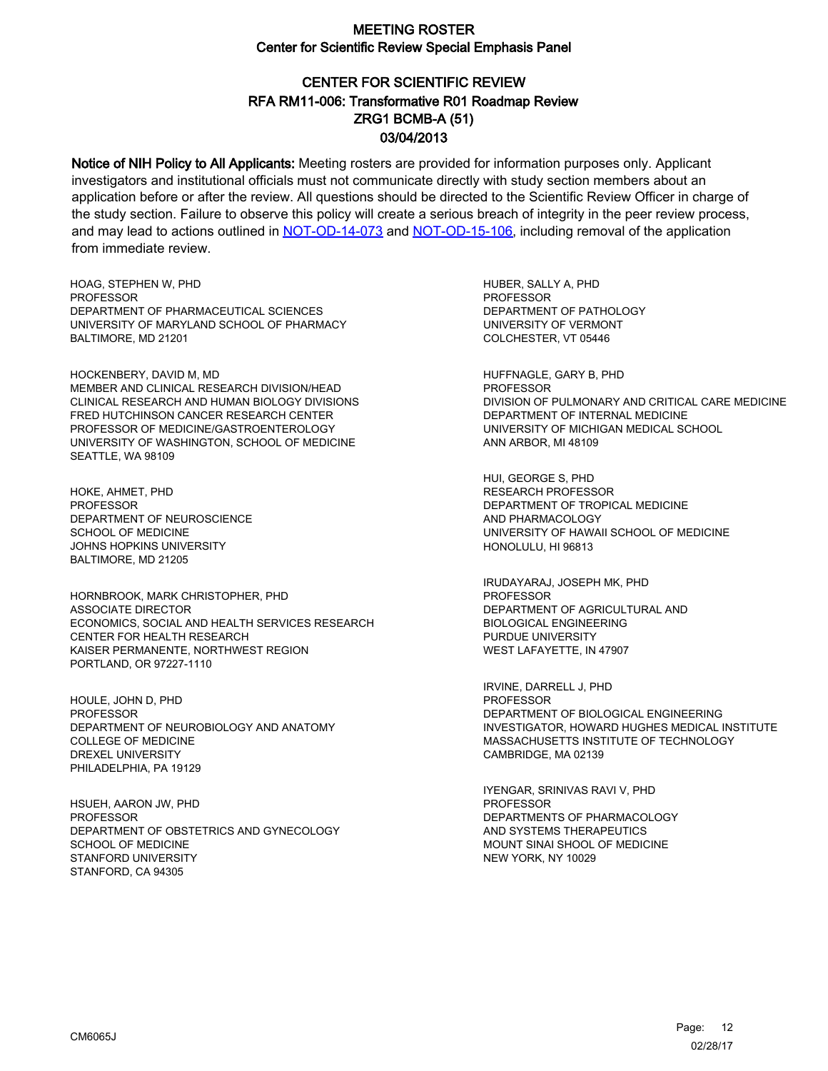# MEETING ROSTER

## Center for Scientific Review Special Emphasis Panel

## CENTER FOR SCIENTIFIC REVIEW
## RFA RM11-006: Transformative R01 Roadmap Review
## ZRG1 BCMB-A (51)
## 03/04/2013

**Notice of NIH Policy to All Applicants:** Meeting rosters are provided for information purposes only. Applicant investigators and institutional officials must not communicate directly with study section members about an application before or after the review. All questions should be directed to the Scientific Review Officer in charge of the study section. Failure to observe this policy will create a serious breach of integrity in the peer review process, and may lead to actions outlined in NOT-OD-14-073 and NOT-OD-15-106, including removal of the application from immediate review.

HOAG, STEPHEN W, PHD
PROFESSOR
DEPARTMENT OF PHARMACEUTICAL SCIENCES
UNIVERSITY OF MARYLAND SCHOOL OF PHARMACY
BALTIMORE, MD 21201

HOCKENBERY, DAVID M, MD
MEMBER AND CLINICAL RESEARCH DIVISION/HEAD
CLINICAL RESEARCH AND HUMAN BIOLOGY DIVISIONS
FRED HUTCHINSON CANCER RESEARCH CENTER
PROFESSOR OF MEDICINE/GASTROENTEROLOGY
UNIVERSITY OF WASHINGTON, SCHOOL OF MEDICINE
SEATTLE, WA 98109

HOKE, AHMET, PHD
PROFESSOR
DEPARTMENT OF NEUROSCIENCE
SCHOOL OF MEDICINE
JOHNS HOPKINS UNIVERSITY
BALTIMORE, MD 21205

HORNBROOK, MARK CHRISTOPHER, PHD
ASSOCIATE DIRECTOR
ECONOMICS, SOCIAL AND HEALTH SERVICES RESEARCH
CENTER FOR HEALTH RESEARCH
KAISER PERMANENTE, NORTHWEST REGION
PORTLAND, OR 97227-1110

HOULE, JOHN D, PHD
PROFESSOR
DEPARTMENT OF NEUROBIOLOGY AND ANATOMY
COLLEGE OF MEDICINE
DREXEL UNIVERSITY
PHILADELPHIA, PA 19129

HSUEH, AARON JW, PHD
PROFESSOR
DEPARTMENT OF OBSTETRICS AND GYNECOLOGY
SCHOOL OF MEDICINE
STANFORD UNIVERSITY
STANFORD, CA 94305

HUBER, SALLY A, PHD
PROFESSOR
DEPARTMENT OF PATHOLOGY
UNIVERSITY OF VERMONT
COLCHESTER, VT 05446

HUFFNAGLE, GARY B, PHD
PROFESSOR
DIVISION OF PULMONARY AND CRITICAL CARE MEDICINE
DEPARTMENT OF INTERNAL MEDICINE
UNIVERSITY OF MICHIGAN MEDICAL SCHOOL
ANN ARBOR, MI 48109

HUI, GEORGE S, PHD
RESEARCH PROFESSOR
DEPARTMENT OF TROPICAL MEDICINE
AND PHARMACOLOGY
UNIVERSITY OF HAWAII SCHOOL OF MEDICINE
HONOLULU, HI 96813

IRUDAYARAJ, JOSEPH MK, PHD
PROFESSOR
DEPARTMENT OF AGRICULTURAL AND
BIOLOGICAL ENGINEERING
PURDUE UNIVERSITY
WEST LAFAYETTE, IN 47907

IRVINE, DARRELL J, PHD
PROFESSOR
DEPARTMENT OF BIOLOGICAL ENGINEERING
INVESTIGATOR, HOWARD HUGHES MEDICAL INSTITUTE
MASSACHUSETTS INSTITUTE OF TECHNOLOGY
CAMBRIDGE, MA 02139

IYENGAR, SRINIVAS RAVI V, PHD
PROFESSOR
DEPARTMENTS OF PHARMACOLOGY
AND SYSTEMS THERAPEUTICS
MOUNT SINAI SHOOL OF MEDICINE
NEW YORK, NY 10029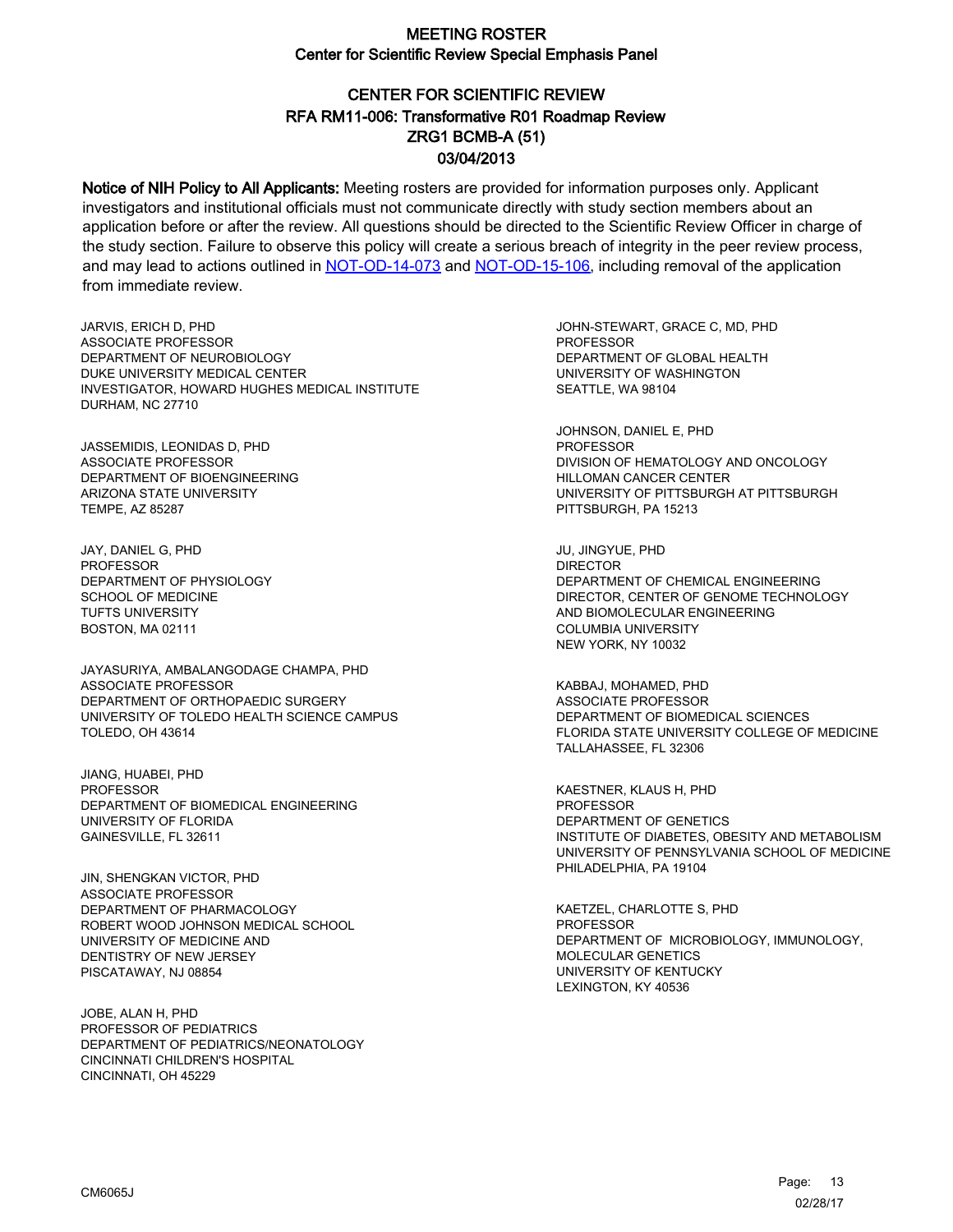# MEETING ROSTER

## Center for Scientific Review Special Emphasis Panel

## CENTER FOR SCIENTIFIC REVIEW
## RFA RM11-006: Transformative R01 Roadmap Review
## ZRG1 BCMB-A (51)
## 03/04/2013

**Notice of NIH Policy to All Applicants:** Meeting rosters are provided for information purposes only. Applicant investigators and institutional officials must not communicate directly with study section members about an application before or after the review. All questions should be directed to the Scientific Review Officer in charge of the study section. Failure to observe this policy will create a serious breach of integrity in the peer review process, and may lead to actions outlined in NOT-OD-14-073 and NOT-OD-15-106, including removal of the application from immediate review.

JARVIS, ERICH D, PHD
ASSOCIATE PROFESSOR
DEPARTMENT OF NEUROBIOLOGY
DUKE UNIVERSITY MEDICAL CENTER
INVESTIGATOR, HOWARD HUGHES MEDICAL INSTITUTE
DURHAM, NC 27710

JASSEMIDIS, LEONIDAS D, PHD
ASSOCIATE PROFESSOR
DEPARTMENT OF BIOENGINEERING
ARIZONA STATE UNIVERSITY
TEMPE, AZ 85287

JAY, DANIEL G, PHD
PROFESSOR
DEPARTMENT OF PHYSIOLOGY
SCHOOL OF MEDICINE
TUFTS UNIVERSITY
BOSTON, MA 02111

JAYASURIYA, AMBALANGODAGE CHAMPA, PHD
ASSOCIATE PROFESSOR
DEPARTMENT OF ORTHOPAEDIC SURGERY
UNIVERSITY OF TOLEDO HEALTH SCIENCE CAMPUS
TOLEDO, OH 43614

JIANG, HUABEI, PHD
PROFESSOR
DEPARTMENT OF BIOMEDICAL ENGINEERING
UNIVERSITY OF FLORIDA
GAINESVILLE, FL 32611

JIN, SHENGKAN VICTOR, PHD
ASSOCIATE PROFESSOR
DEPARTMENT OF PHARMACOLOGY
ROBERT WOOD JOHNSON MEDICAL SCHOOL
UNIVERSITY OF MEDICINE AND
DENTISTRY OF NEW JERSEY
PISCATAWAY, NJ 08854

JOBE, ALAN H, PHD
PROFESSOR OF PEDIATRICS
DEPARTMENT OF PEDIATRICS/NEONATOLOGY
CINCINNATI CHILDREN'S HOSPITAL
CINCINNATI, OH 45229

JOHN-STEWART, GRACE C, MD, PHD
PROFESSOR
DEPARTMENT OF GLOBAL HEALTH
UNIVERSITY OF WASHINGTON
SEATTLE, WA 98104

JOHNSON, DANIEL E, PHD
PROFESSOR
DIVISION OF HEMATOLOGY AND ONCOLOGY
HILLOMAN CANCER CENTER
UNIVERSITY OF PITTSBURGH AT PITTSBURGH
PITTSBURGH, PA 15213

JU, JINGYUE, PHD
DIRECTOR
DEPARTMENT OF CHEMICAL ENGINEERING
DIRECTOR, CENTER OF GENOME TECHNOLOGY
AND BIOMOLECULAR ENGINEERING
COLUMBIA UNIVERSITY
NEW YORK, NY 10032

KABBAJ, MOHAMED, PHD
ASSOCIATE PROFESSOR
DEPARTMENT OF BIOMEDICAL SCIENCES
FLORIDA STATE UNIVERSITY COLLEGE OF MEDICINE
TALLAHASSEE, FL 32306

KAESTNER, KLAUS H, PHD
PROFESSOR
DEPARTMENT OF GENETICS
INSTITUTE OF DIABETES, OBESITY AND METABOLISM
UNIVERSITY OF PENNSYLVANIA SCHOOL OF MEDICINE
PHILADELPHIA, PA 19104

KAETZEL, CHARLOTTE S, PHD
PROFESSOR
DEPARTMENT OF MICROBIOLOGY, IMMUNOLOGY,
MOLECULAR GENETICS
UNIVERSITY OF KENTUCKY
LEXINGTON, KY 40536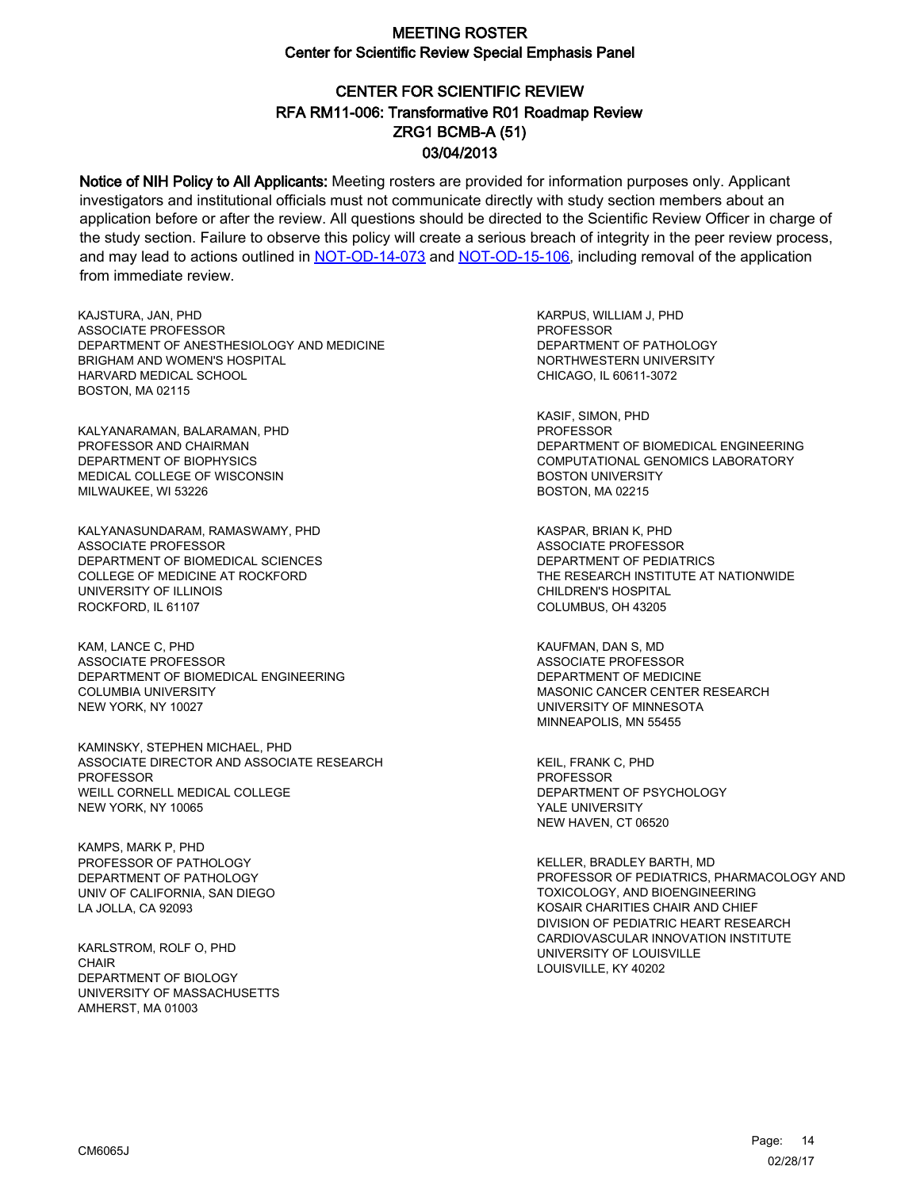# MEETING ROSTER
## Center for Scientific Review Special Emphasis Panel

## CENTER FOR SCIENTIFIC REVIEW
## RFA RM11-006: Transformative R01 Roadmap Review
## ZRG1 BCMB-A (51)
## 03/04/2013

**Notice of NIH Policy to All Applicants:** Meeting rosters are provided for information purposes only. Applicant investigators and institutional officials must not communicate directly with study section members about an application before or after the review. All questions should be directed to the Scientific Review Officer in charge of the study section. Failure to observe this policy will create a serious breach of integrity in the peer review process, and may lead to actions outlined in NOT-OD-14-073 and NOT-OD-15-106, including removal of the application from immediate review.

KAJSTURA, JAN, PHD
ASSOCIATE PROFESSOR
DEPARTMENT OF ANESTHESIOLOGY AND MEDICINE
BRIGHAM AND WOMEN'S HOSPITAL
HARVARD MEDICAL SCHOOL
BOSTON, MA 02115

KALYANARAMAN, BALARAMAN, PHD
PROFESSOR AND CHAIRMAN
DEPARTMENT OF BIOPHYSICS
MEDICAL COLLEGE OF WISCONSIN
MILWAUKEE, WI 53226

KALYANASUNDARAM, RAMASWAMY, PHD
ASSOCIATE PROFESSOR
DEPARTMENT OF BIOMEDICAL SCIENCES
COLLEGE OF MEDICINE AT ROCKFORD
UNIVERSITY OF ILLINOIS
ROCKFORD, IL 61107

KAM, LANCE C, PHD
ASSOCIATE PROFESSOR
DEPARTMENT OF BIOMEDICAL ENGINEERING
COLUMBIA UNIVERSITY
NEW YORK, NY 10027

KAMINSKY, STEPHEN MICHAEL, PHD
ASSOCIATE DIRECTOR AND ASSOCIATE RESEARCH PROFESSOR
WEILL CORNELL MEDICAL COLLEGE
NEW YORK, NY 10065

KAMPS, MARK P, PHD
PROFESSOR OF PATHOLOGY
DEPARTMENT OF PATHOLOGY
UNIV OF CALIFORNIA, SAN DIEGO
LA JOLLA, CA 92093

KARLSTROM, ROLF O, PHD
CHAIR
DEPARTMENT OF BIOLOGY
UNIVERSITY OF MASSACHUSETTS
AMHERST, MA 01003

KARPUS, WILLIAM J, PHD
PROFESSOR
DEPARTMENT OF PATHOLOGY
NORTHWESTERN UNIVERSITY
CHICAGO, IL 60611-3072

KASIF, SIMON, PHD
PROFESSOR
DEPARTMENT OF BIOMEDICAL ENGINEERING
COMPUTATIONAL GENOMICS LABORATORY
BOSTON UNIVERSITY
BOSTON, MA 02215

KASPAR, BRIAN K, PHD
ASSOCIATE PROFESSOR
DEPARTMENT OF PEDIATRICS
THE RESEARCH INSTITUTE AT NATIONWIDE CHILDREN'S HOSPITAL
COLUMBUS, OH 43205

KAUFMAN, DAN S, MD
ASSOCIATE PROFESSOR
DEPARTMENT OF MEDICINE
MASONIC CANCER CENTER RESEARCH
UNIVERSITY OF MINNESOTA
MINNEAPOLIS, MN 55455

KEIL, FRANK C, PHD
PROFESSOR
DEPARTMENT OF PSYCHOLOGY
YALE UNIVERSITY
NEW HAVEN, CT 06520

KELLER, BRADLEY BARTH, MD
PROFESSOR OF PEDIATRICS, PHARMACOLOGY AND TOXICOLOGY, AND BIOENGINEERING
KOSAIR CHARITIES CHAIR AND CHIEF
DIVISION OF PEDIATRIC HEART RESEARCH
CARDIOVASCULAR INNOVATION INSTITUTE
UNIVERSITY OF LOUISVILLE
LOUISVILLE, KY 40202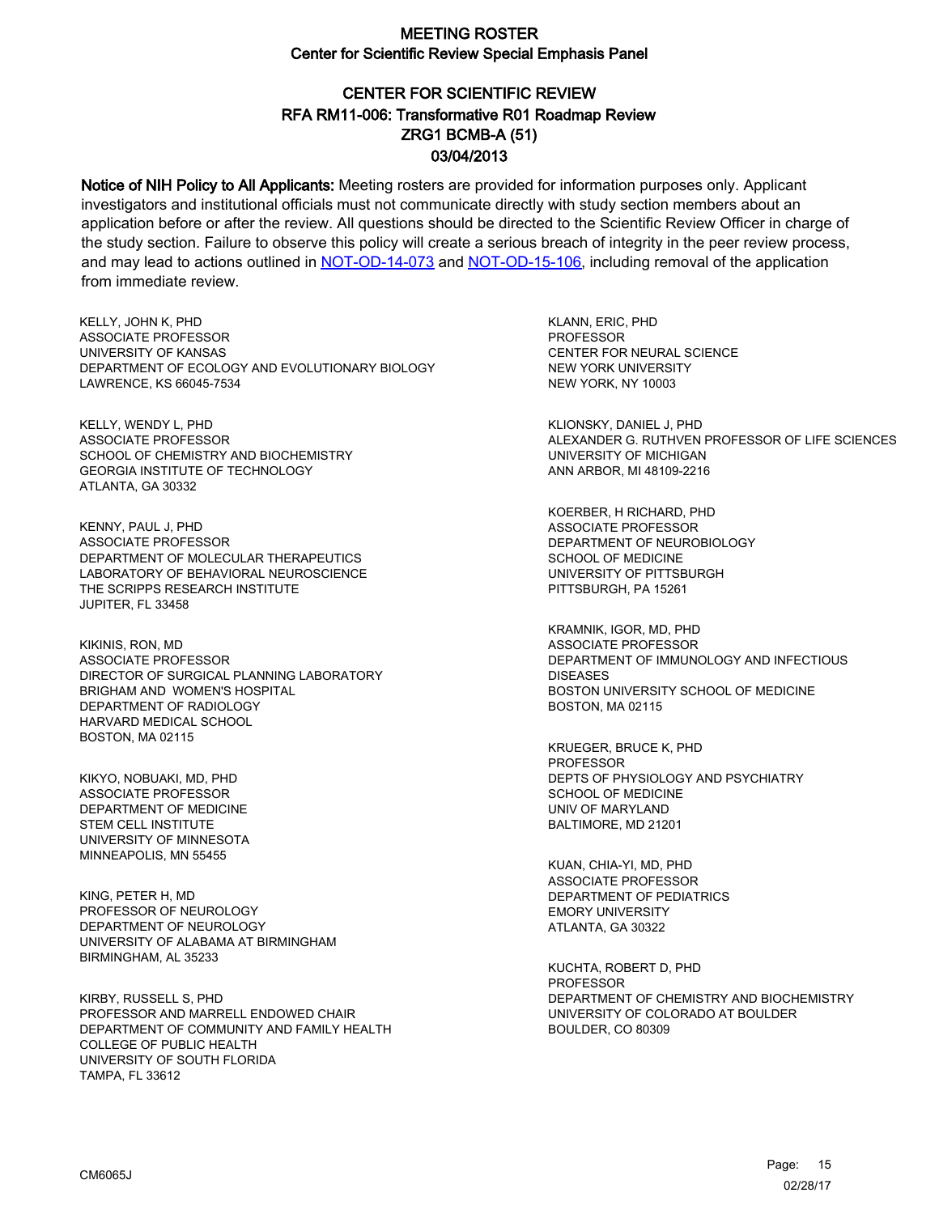# MEETING ROSTER

## Center for Scientific Review Special Emphasis Panel

## CENTER FOR SCIENTIFIC REVIEW
## RFA RM11-006: Transformative R01 Roadmap Review
## ZRG1 BCMB-A (51)
## 03/04/2013

**Notice of NIH Policy to All Applicants:** Meeting rosters are provided for information purposes only. Applicant investigators and institutional officials must not communicate directly with study section members about an application before or after the review. All questions should be directed to the Scientific Review Officer in charge of the study section. Failure to observe this policy will create a serious breach of integrity in the peer review process, and may lead to actions outlined in NOT-OD-14-073 and NOT-OD-15-106, including removal of the application from immediate review.

KELLY, JOHN K, PHD
ASSOCIATE PROFESSOR
UNIVERSITY OF KANSAS
DEPARTMENT OF ECOLOGY AND EVOLUTIONARY BIOLOGY
LAWRENCE, KS 66045-7534

KELLY, WENDY L, PHD
ASSOCIATE PROFESSOR
SCHOOL OF CHEMISTRY AND BIOCHEMISTRY
GEORGIA INSTITUTE OF TECHNOLOGY
ATLANTA, GA 30332

KENNY, PAUL J, PHD
ASSOCIATE PROFESSOR
DEPARTMENT OF MOLECULAR THERAPEUTICS
LABORATORY OF BEHAVIORAL NEUROSCIENCE
THE SCRIPPS RESEARCH INSTITUTE
JUPITER, FL 33458

KIKINIS, RON, MD
ASSOCIATE PROFESSOR
DIRECTOR OF SURGICAL PLANNING LABORATORY
BRIGHAM AND WOMEN'S HOSPITAL
DEPARTMENT OF RADIOLOGY
HARVARD MEDICAL SCHOOL
BOSTON, MA 02115

KIKYO, NOBUAKI, MD, PHD
ASSOCIATE PROFESSOR
DEPARTMENT OF MEDICINE
STEM CELL INSTITUTE
UNIVERSITY OF MINNESOTA
MINNEAPOLIS, MN 55455

KING, PETER H, MD
PROFESSOR OF NEUROLOGY
DEPARTMENT OF NEUROLOGY
UNIVERSITY OF ALABAMA AT BIRMINGHAM
BIRMINGHAM, AL 35233

KIRBY, RUSSELL S, PHD
PROFESSOR AND MARRELL ENDOWED CHAIR
DEPARTMENT OF COMMUNITY AND FAMILY HEALTH
COLLEGE OF PUBLIC HEALTH
UNIVERSITY OF SOUTH FLORIDA
TAMPA, FL 33612

KLANN, ERIC, PHD
PROFESSOR
CENTER FOR NEURAL SCIENCE
NEW YORK UNIVERSITY
NEW YORK, NY 10003

KLIONSKY, DANIEL J, PHD
ALEXANDER G. RUTHVEN PROFESSOR OF LIFE SCIENCES
UNIVERSITY OF MICHIGAN
ANN ARBOR, MI 48109-2216

KOERBER, H RICHARD, PHD
ASSOCIATE PROFESSOR
DEPARTMENT OF NEUROBIOLOGY
SCHOOL OF MEDICINE
UNIVERSITY OF PITTSBURGH
PITTSBURGH, PA 15261

KRAMNIK, IGOR, MD, PHD
ASSOCIATE PROFESSOR
DEPARTMENT OF IMMUNOLOGY AND INFECTIOUS DISEASES
BOSTON UNIVERSITY SCHOOL OF MEDICINE
BOSTON, MA 02115

KRUEGER, BRUCE K, PHD
PROFESSOR
DEPTS OF PHYSIOLOGY AND PSYCHIATRY
SCHOOL OF MEDICINE
UNIV OF MARYLAND
BALTIMORE, MD 21201

KUAN, CHIA-YI, MD, PHD
ASSOCIATE PROFESSOR
DEPARTMENT OF PEDIATRICS
EMORY UNIVERSITY
ATLANTA, GA 30322

KUCHTA, ROBERT D, PHD
PROFESSOR
DEPARTMENT OF CHEMISTRY AND BIOCHEMISTRY
UNIVERSITY OF COLORADO AT BOULDER
BOULDER, CO 80309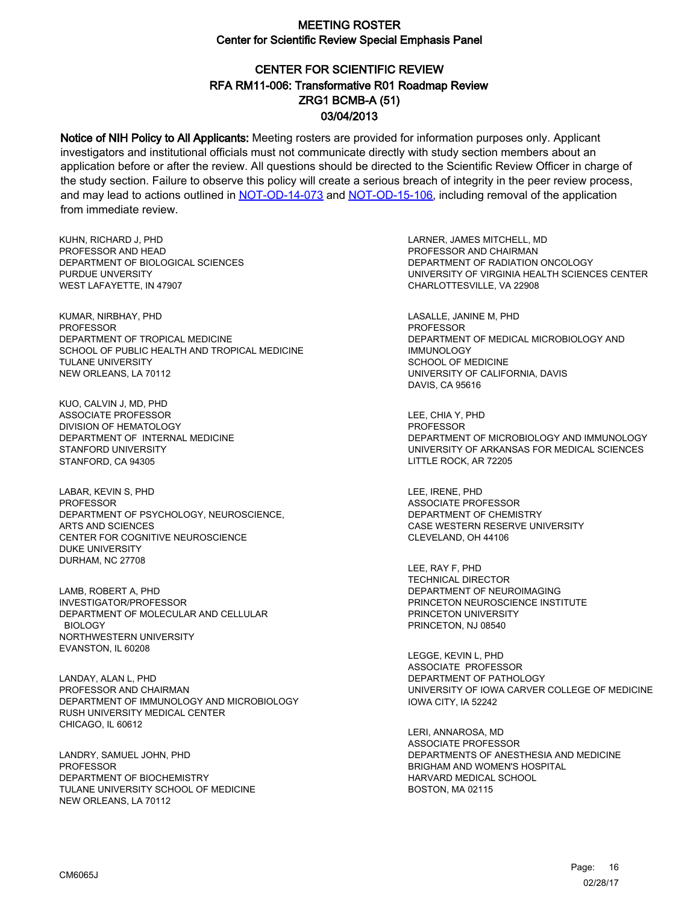# MEETING ROSTER
## Center for Scientific Review Special Emphasis Panel

## CENTER FOR SCIENTIFIC REVIEW
## RFA RM11-006: Transformative R01 Roadmap Review
## ZRG1 BCMB-A (51)
## 03/04/2013

**Notice of NIH Policy to All Applicants:** Meeting rosters are provided for information purposes only. Applicant investigators and institutional officials must not communicate directly with study section members about an application before or after the review. All questions should be directed to the Scientific Review Officer in charge of the study section. Failure to observe this policy will create a serious breach of integrity in the peer review process, and may lead to actions outlined in NOT-OD-14-073 and NOT-OD-15-106, including removal of the application from immediate review.

KUHN, RICHARD J, PHD
PROFESSOR AND HEAD
DEPARTMENT OF BIOLOGICAL SCIENCES
PURDUE UNVERSITY
WEST LAFAYETTE, IN 47907

KUMAR, NIRBHAY, PHD
PROFESSOR
DEPARTMENT OF TROPICAL MEDICINE
SCHOOL OF PUBLIC HEALTH AND TROPICAL MEDICINE
TULANE UNIVERSITY
NEW ORLEANS, LA 70112

KUO, CALVIN J, MD, PHD
ASSOCIATE PROFESSOR
DIVISION OF HEMATOLOGY
DEPARTMENT OF INTERNAL MEDICINE
STANFORD UNIVERSITY
STANFORD, CA 94305

LABAR, KEVIN S, PHD
PROFESSOR
DEPARTMENT OF PSYCHOLOGY, NEUROSCIENCE, ARTS AND SCIENCES
CENTER FOR COGNITIVE NEUROSCIENCE
DUKE UNIVERSITY
DURHAM, NC 27708

LAMB, ROBERT A, PHD
INVESTIGATOR/PROFESSOR
DEPARTMENT OF MOLECULAR AND CELLULAR BIOLOGY
NORTHWESTERN UNIVERSITY
EVANSTON, IL 60208

LANDAY, ALAN L, PHD
PROFESSOR AND CHAIRMAN
DEPARTMENT OF IMMUNOLOGY AND MICROBIOLOGY
RUSH UNIVERSITY MEDICAL CENTER
CHICAGO, IL 60612

LANDRY, SAMUEL JOHN, PHD
PROFESSOR
DEPARTMENT OF BIOCHEMISTRY
TULANE UNIVERSITY SCHOOL OF MEDICINE
NEW ORLEANS, LA 70112

LARNER, JAMES MITCHELL, MD
PROFESSOR AND CHAIRMAN
DEPARTMENT OF RADIATION ONCOLOGY
UNIVERSITY OF VIRGINIA HEALTH SCIENCES CENTER
CHARLOTTESVILLE, VA 22908

LASALLE, JANINE M, PHD
PROFESSOR
DEPARTMENT OF MEDICAL MICROBIOLOGY AND IMMUNOLOGY
SCHOOL OF MEDICINE
UNIVERSITY OF CALIFORNIA, DAVIS
DAVIS, CA 95616

LEE, CHIA Y, PHD
PROFESSOR
DEPARTMENT OF MICROBIOLOGY AND IMMUNOLOGY
UNIVERSITY OF ARKANSAS FOR MEDICAL SCIENCES
LITTLE ROCK, AR 72205

LEE, IRENE, PHD
ASSOCIATE PROFESSOR
DEPARTMENT OF CHEMISTRY
CASE WESTERN RESERVE UNIVERSITY
CLEVELAND, OH 44106

LEE, RAY F, PHD
TECHNICAL DIRECTOR
DEPARTMENT OF NEUROIMAGING
PRINCETON NEUROSCIENCE INSTITUTE
PRINCETON UNIVERSITY
PRINCETON, NJ 08540

LEGGE, KEVIN L, PHD
ASSOCIATE PROFESSOR
DEPARTMENT OF PATHOLOGY
UNIVERSITY OF IOWA CARVER COLLEGE OF MEDICINE
IOWA CITY, IA 52242

LERI, ANNAROSA, MD
ASSOCIATE PROFESSOR
DEPARTMENTS OF ANESTHESIA AND MEDICINE
BRIGHAM AND WOMEN'S HOSPITAL
HARVARD MEDICAL SCHOOL
BOSTON, MA 02115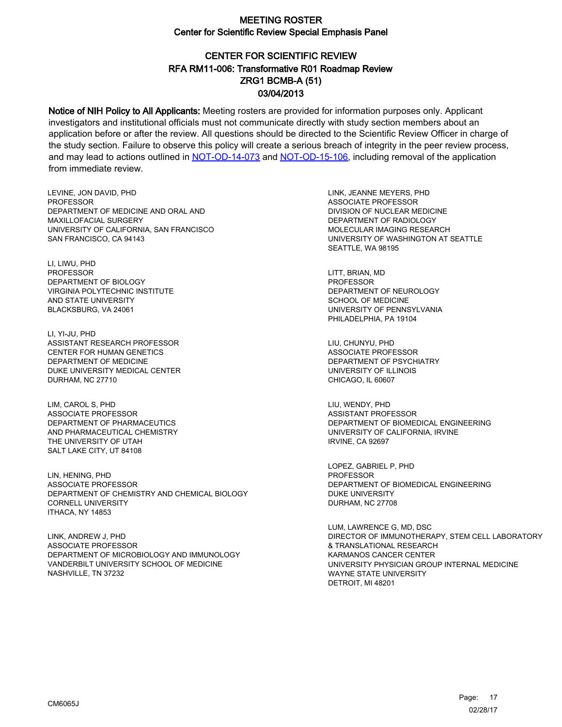# MEETING ROSTER

## Center for Scientific Review Special Emphasis Panel

## CENTER FOR SCIENTIFIC REVIEW
## RFA RM11-006: Transformative R01 Roadmap Review
## ZRG1 BCMB-A (51)
## 03/04/2013

**Notice of NIH Policy to All Applicants:** Meeting rosters are provided for information purposes only. Applicant investigators and institutional officials must not communicate directly with study section members about an application before or after the review. All questions should be directed to the Scientific Review Officer in charge of the study section. Failure to observe this policy will create a serious breach of integrity in the peer review process, and may lead to actions outlined in NOT-OD-14-073 and NOT-OD-15-106, including removal of the application from immediate review.

LEVINE, JON DAVID, PHD
PROFESSOR
DEPARTMENT OF MEDICINE AND ORAL AND MAXILLOFACIAL SURGERY
UNIVERSITY OF CALIFORNIA, SAN FRANCISCO
SAN FRANCISCO, CA 94143

LI, LIWU, PHD
PROFESSOR
DEPARTMENT OF BIOLOGY
VIRGINIA POLYTECHNIC INSTITUTE AND STATE UNIVERSITY
BLACKSBURG, VA 24061

LI, YI-JU, PHD
ASSISTANT RESEARCH PROFESSOR
CENTER FOR HUMAN GENETICS
DEPARTMENT OF MEDICINE
DUKE UNIVERSITY MEDICAL CENTER
DURHAM, NC 27710

LIM, CAROL S, PHD
ASSOCIATE PROFESSOR
DEPARTMENT OF PHARMACEUTICS AND PHARMACEUTICAL CHEMISTRY
THE UNIVERSITY OF UTAH
SALT LAKE CITY, UT 84108

LIN, HENING, PHD
ASSOCIATE PROFESSOR
DEPARTMENT OF CHEMISTRY AND CHEMICAL BIOLOGY
CORNELL UNIVERSITY
ITHACA, NY 14853

LINK, ANDREW J, PHD
ASSOCIATE PROFESSOR
DEPARTMENT OF MICROBIOLOGY AND IMMUNOLOGY
VANDERBILT UNIVERSITY SCHOOL OF MEDICINE
NASHVILLE, TN 37232

LINK, JEANNE MEYERS, PHD
ASSOCIATE PROFESSOR
DIVISION OF NUCLEAR MEDICINE
DEPARTMENT OF RADIOLOGY
MOLECULAR IMAGING RESEARCH
UNIVERSITY OF WASHINGTON AT SEATTLE
SEATTLE, WA 98195

LITT, BRIAN, MD
PROFESSOR
DEPARTMENT OF NEUROLOGY
SCHOOL OF MEDICINE
UNIVERSITY OF PENNSYLVANIA
PHILADELPHIA, PA 19104

LIU, CHUNYU, PHD
ASSOCIATE PROFESSOR
DEPARTMENT OF PSYCHIATRY
UNIVERSITY OF ILLINOIS
CHICAGO, IL 60607

LIU, WENDY, PHD
ASSISTANT PROFESSOR
DEPARTMENT OF BIOMEDICAL ENGINEERING
UNIVERSITY OF CALIFORNIA, IRVINE
IRVINE, CA 92697

LOPEZ, GABRIEL P, PHD
PROFESSOR
DEPARTMENT OF BIOMEDICAL ENGINEERING
DUKE UNIVERSITY
DURHAM, NC 27708

LUM, LAWRENCE G, MD, DSC
DIRECTOR OF IMMUNOTHERAPY, STEM CELL LABORATORY & TRANSLATIONAL RESEARCH
KARMANOS CANCER CENTER
UNIVERSITY PHYSICIAN GROUP INTERNAL MEDICINE
WAYNE STATE UNIVERSITY
DETROIT, MI 48201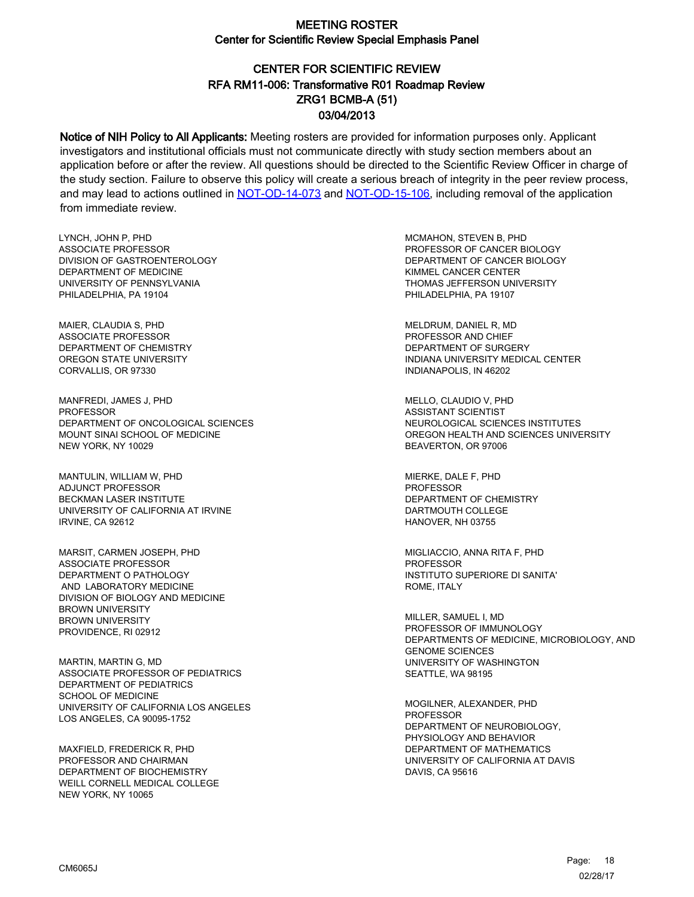# MEETING ROSTER
## Center for Scientific Review Special Emphasis Panel

## CENTER FOR SCIENTIFIC REVIEW
## RFA RM11-006: Transformative R01 Roadmap Review
## ZRG1 BCMB-A (51)
## 03/04/2013

**Notice of NIH Policy to All Applicants:** Meeting rosters are provided for information purposes only. Applicant investigators and institutional officials must not communicate directly with study section members about an application before or after the review. All questions should be directed to the Scientific Review Officer in charge of the study section. Failure to observe this policy will create a serious breach of integrity in the peer review process, and may lead to actions outlined in NOT-OD-14-073 and NOT-OD-15-106, including removal of the application from immediate review.

LYNCH, JOHN P, PHD
ASSOCIATE PROFESSOR
DIVISION OF GASTROENTEROLOGY
DEPARTMENT OF MEDICINE
UNIVERSITY OF PENNSYLVANIA
PHILADELPHIA, PA 19104

MAIER, CLAUDIA S, PHD
ASSOCIATE PROFESSOR
DEPARTMENT OF CHEMISTRY
OREGON STATE UNIVERSITY
CORVALLIS, OR 97330

MANFREDI, JAMES J, PHD
PROFESSOR
DEPARTMENT OF ONCOLOGICAL SCIENCES
MOUNT SINAI SCHOOL OF MEDICINE
NEW YORK, NY 10029

MANTULIN, WILLIAM W, PHD
ADJUNCT PROFESSOR
BECKMAN LASER INSTITUTE
UNIVERSITY OF CALIFORNIA AT IRVINE
IRVINE, CA 92612

MARSIT, CARMEN JOSEPH, PHD
ASSOCIATE PROFESSOR
DEPARTMENT O PATHOLOGY
AND LABORATORY MEDICINE
DIVISION OF BIOLOGY AND MEDICINE
BROWN UNIVERSITY
BROWN UNIVERSITY
PROVIDENCE, RI 02912

MARTIN, MARTIN G, MD
ASSOCIATE PROFESSOR OF PEDIATRICS
DEPARTMENT OF PEDIATRICS
SCHOOL OF MEDICINE
UNIVERSITY OF CALIFORNIA LOS ANGELES
LOS ANGELES, CA 90095-1752

MAXFIELD, FREDERICK R, PHD
PROFESSOR AND CHAIRMAN
DEPARTMENT OF BIOCHEMISTRY
WEILL CORNELL MEDICAL COLLEGE
NEW YORK, NY 10065

MCMAHON, STEVEN B, PHD
PROFESSOR OF CANCER BIOLOGY
DEPARTMENT OF CANCER BIOLOGY
KIMMEL CANCER CENTER
THOMAS JEFFERSON UNIVERSITY
PHILADELPHIA, PA 19107

MELDRUM, DANIEL R, MD
PROFESSOR AND CHIEF
DEPARTMENT OF SURGERY
INDIANA UNIVERSITY MEDICAL CENTER
INDIANAPOLIS, IN 46202

MELLO, CLAUDIO V, PHD
ASSISTANT SCIENTIST
NEUROLOGICAL SCIENCES INSTITUTES
OREGON HEALTH AND SCIENCES UNIVERSITY
BEAVERTON, OR 97006

MIERKE, DALE F, PHD
PROFESSOR
DEPARTMENT OF CHEMISTRY
DARTMOUTH COLLEGE
HANOVER, NH 03755

MIGLIACCIO, ANNA RITA F, PHD
PROFESSOR
INSTITUTO SUPERIORE DI SANITA'
ROME, ITALY

MILLER, SAMUEL I, MD
PROFESSOR OF IMMUNOLOGY
DEPARTMENTS OF MEDICINE, MICROBIOLOGY, AND GENOME SCIENCES
UNIVERSITY OF WASHINGTON
SEATTLE, WA 98195

MOGILNER, ALEXANDER, PHD
PROFESSOR
DEPARTMENT OF NEUROBIOLOGY,
PHYSIOLOGY AND BEHAVIOR
DEPARTMENT OF MATHEMATICS
UNIVERSITY OF CALIFORNIA AT DAVIS
DAVIS, CA 95616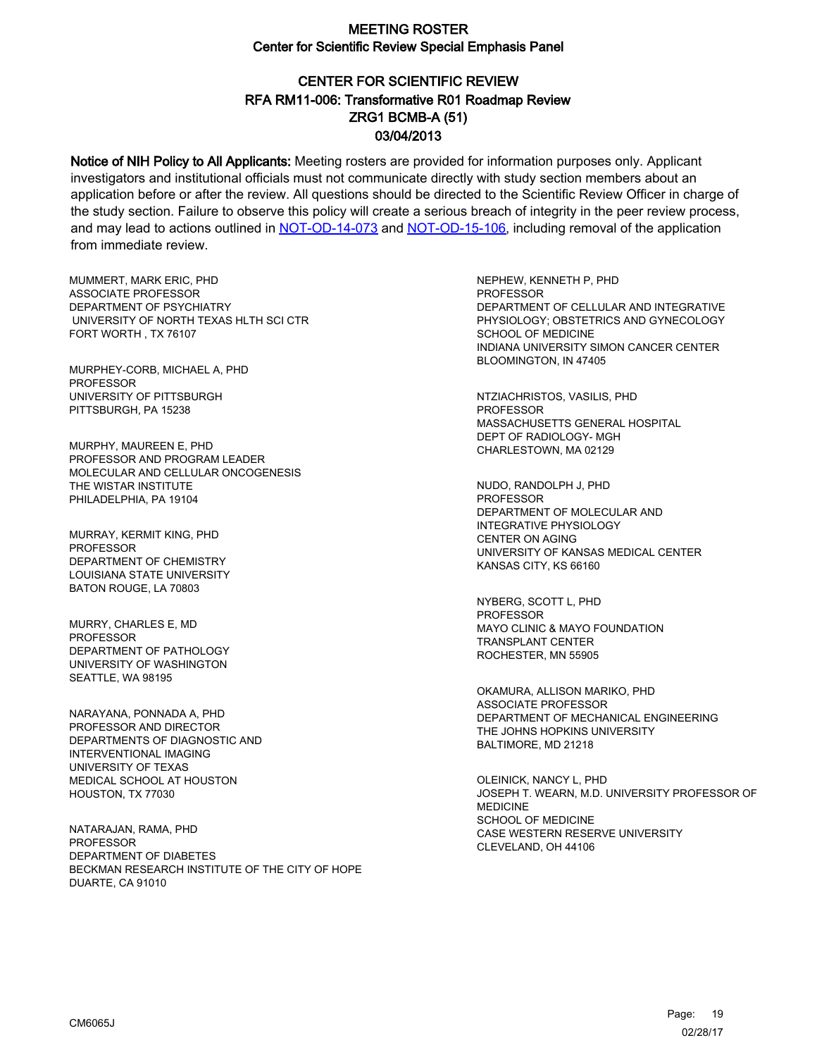# MEETING ROSTER
## Center for Scientific Review Special Emphasis Panel

### CENTER FOR SCIENTIFIC REVIEW
### RFA RM11-006: Transformative R01 Roadmap Review
### ZRG1 BCMB-A (51)
### 03/04/2013

**Notice of NIH Policy to All Applicants:** Meeting rosters are provided for information purposes only. Applicant investigators and institutional officials must not communicate directly with study section members about an application before or after the review. All questions should be directed to the Scientific Review Officer in charge of the study section. Failure to observe this policy will create a serious breach of integrity in the peer review process, and may lead to actions outlined in NOT-OD-14-073 and NOT-OD-15-106, including removal of the application from immediate review.

MUMMERT, MARK ERIC, PHD
ASSOCIATE PROFESSOR
DEPARTMENT OF PSYCHIATRY
UNIVERSITY OF NORTH TEXAS HLTH SCI CTR
FORT WORTH , TX 76107

MURPHEY-CORB, MICHAEL A, PHD
PROFESSOR
UNIVERSITY OF PITTSBURGH
PITTSBURGH, PA 15238

MURPHY, MAUREEN E, PHD
PROFESSOR AND PROGRAM LEADER
MOLECULAR AND CELLULAR ONCOGENESIS
THE WISTAR INSTITUTE
PHILADELPHIA, PA 19104

MURRAY, KERMIT KING, PHD
PROFESSOR
DEPARTMENT OF CHEMISTRY
LOUISIANA STATE UNIVERSITY
BATON ROUGE, LA 70803

MURRY, CHARLES E, MD
PROFESSOR
DEPARTMENT OF PATHOLOGY
UNIVERSITY OF WASHINGTON
SEATTLE, WA 98195

NARAYANA, PONNADA A, PHD
PROFESSOR AND DIRECTOR
DEPARTMENTS OF DIAGNOSTIC AND
INTERVENTIONAL IMAGING
UNIVERSITY OF TEXAS
MEDICAL SCHOOL AT HOUSTON
HOUSTON, TX 77030

NATARAJAN, RAMA, PHD
PROFESSOR
DEPARTMENT OF DIABETES
BECKMAN RESEARCH INSTITUTE OF THE CITY OF HOPE
DUARTE, CA 91010

NEPHEW, KENNETH P, PHD
PROFESSOR
DEPARTMENT OF CELLULAR AND INTEGRATIVE
PHYSIOLOGY; OBSTETRICS AND GYNECOLOGY
SCHOOL OF MEDICINE
INDIANA UNIVERSITY SIMON CANCER CENTER
BLOOMINGTON, IN 47405

NTZIACHRISTOS, VASILIS, PHD
PROFESSOR
MASSACHUSETTS GENERAL HOSPITAL
DEPT OF RADIOLOGY- MGH
CHARLESTOWN, MA 02129

NUDO, RANDOLPH J, PHD
PROFESSOR
DEPARTMENT OF MOLECULAR AND
INTEGRATIVE PHYSIOLOGY
CENTER ON AGING
UNIVERSITY OF KANSAS MEDICAL CENTER
KANSAS CITY, KS 66160

NYBERG, SCOTT L, PHD
PROFESSOR
MAYO CLINIC & MAYO FOUNDATION
TRANSPLANT CENTER
ROCHESTER, MN 55905

OKAMURA, ALLISON MARIKO, PHD
ASSOCIATE PROFESSOR
DEPARTMENT OF MECHANICAL ENGINEERING
THE JOHNS HOPKINS UNIVERSITY
BALTIMORE, MD 21218

OLEINICK, NANCY L, PHD
JOSEPH T. WEARN, M.D. UNIVERSITY PROFESSOR OF
MEDICINE
SCHOOL OF MEDICINE
CASE WESTERN RESERVE UNIVERSITY
CLEVELAND, OH 44106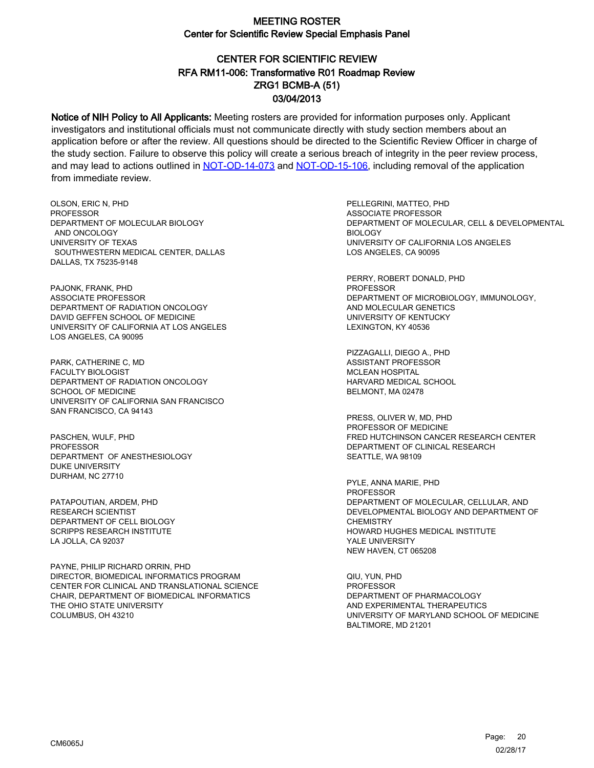# MEETING ROSTER

## Center for Scientific Review Special Emphasis Panel

## CENTER FOR SCIENTIFIC REVIEW

## RFA RM11-006: Transformative R01 Roadmap Review

## ZRG1 BCMB-A (51)

## 03/04/2013

**Notice of NIH Policy to All Applicants:** Meeting rosters are provided for information purposes only. Applicant investigators and institutional officials must not communicate directly with study section members about an application before or after the review. All questions should be directed to the Scientific Review Officer in charge of the study section. Failure to observe this policy will create a serious breach of integrity in the peer review process, and may lead to actions outlined in [NOT-OD-14-073](NOT-OD-14-073) and [NOT-OD-15-106](NOT-OD-15-106), including removal of the application from immediate review.

OLSON, ERIC N, PHD
PROFESSOR
DEPARTMENT OF MOLECULAR BIOLOGY
AND ONCOLOGY
UNIVERSITY OF TEXAS
SOUTHWESTERN MEDICAL CENTER, DALLAS
DALLAS, TX 75235-9148

PAJONK, FRANK, PHD
ASSOCIATE PROFESSOR
DEPARTMENT OF RADIATION ONCOLOGY
DAVID GEFFEN SCHOOL OF MEDICINE
UNIVERSITY OF CALIFORNIA AT LOS ANGELES
LOS ANGELES, CA 90095

PARK, CATHERINE C, MD
FACULTY BIOLOGIST
DEPARTMENT OF RADIATION ONCOLOGY
SCHOOL OF MEDICINE
UNIVERSITY OF CALIFORNIA SAN FRANCISCO
SAN FRANCISCO, CA 94143

PASCHEN, WULF, PHD
PROFESSOR
DEPARTMENT OF ANESTHESIOLOGY
DUKE UNIVERSITY
DURHAM, NC 27710

PATAPOUTIAN, ARDEM, PHD
RESEARCH SCIENTIST
DEPARTMENT OF CELL BIOLOGY
SCRIPPS RESEARCH INSTITUTE
LA JOLLA, CA 92037

PAYNE, PHILIP RICHARD ORRIN, PHD
DIRECTOR, BIOMEDICAL INFORMATICS PROGRAM
CENTER FOR CLINICAL AND TRANSLATIONAL SCIENCE
CHAIR, DEPARTMENT OF BIOMEDICAL INFORMATICS
THE OHIO STATE UNIVERSITY
COLUMBUS, OH 43210

PELLEGRINI, MATTEO, PHD
ASSOCIATE PROFESSOR
DEPARTMENT OF MOLECULAR, CELL & DEVELOPMENTAL BIOLOGY
UNIVERSITY OF CALIFORNIA LOS ANGELES
LOS ANGELES, CA 90095

PERRY, ROBERT DONALD, PHD
PROFESSOR
DEPARTMENT OF MICROBIOLOGY, IMMUNOLOGY, AND MOLECULAR GENETICS
UNIVERSITY OF KENTUCKY
LEXINGTON, KY 40536

PIZZAGALLI, DIEGO A., PHD
ASSISTANT PROFESSOR
MCLEAN HOSPITAL
HARVARD MEDICAL SCHOOL
BELMONT, MA 02478

PRESS, OLIVER W, MD, PHD
PROFESSOR OF MEDICINE
FRED HUTCHINSON CANCER RESEARCH CENTER
DEPARTMENT OF CLINICAL RESEARCH
SEATTLE, WA 98109

PYLE, ANNA MARIE, PHD
PROFESSOR
DEPARTMENT OF MOLECULAR, CELLULAR, AND DEVELOPMENTAL BIOLOGY AND DEPARTMENT OF CHEMISTRY
HOWARD HUGHES MEDICAL INSTITUTE
YALE UNIVERSITY
NEW HAVEN, CT 065208

QIU, YUN, PHD
PROFESSOR
DEPARTMENT OF PHARMACOLOGY
AND EXPERIMENTAL THERAPEUTICS
UNIVERSITY OF MARYLAND SCHOOL OF MEDICINE
BALTIMORE, MD 21201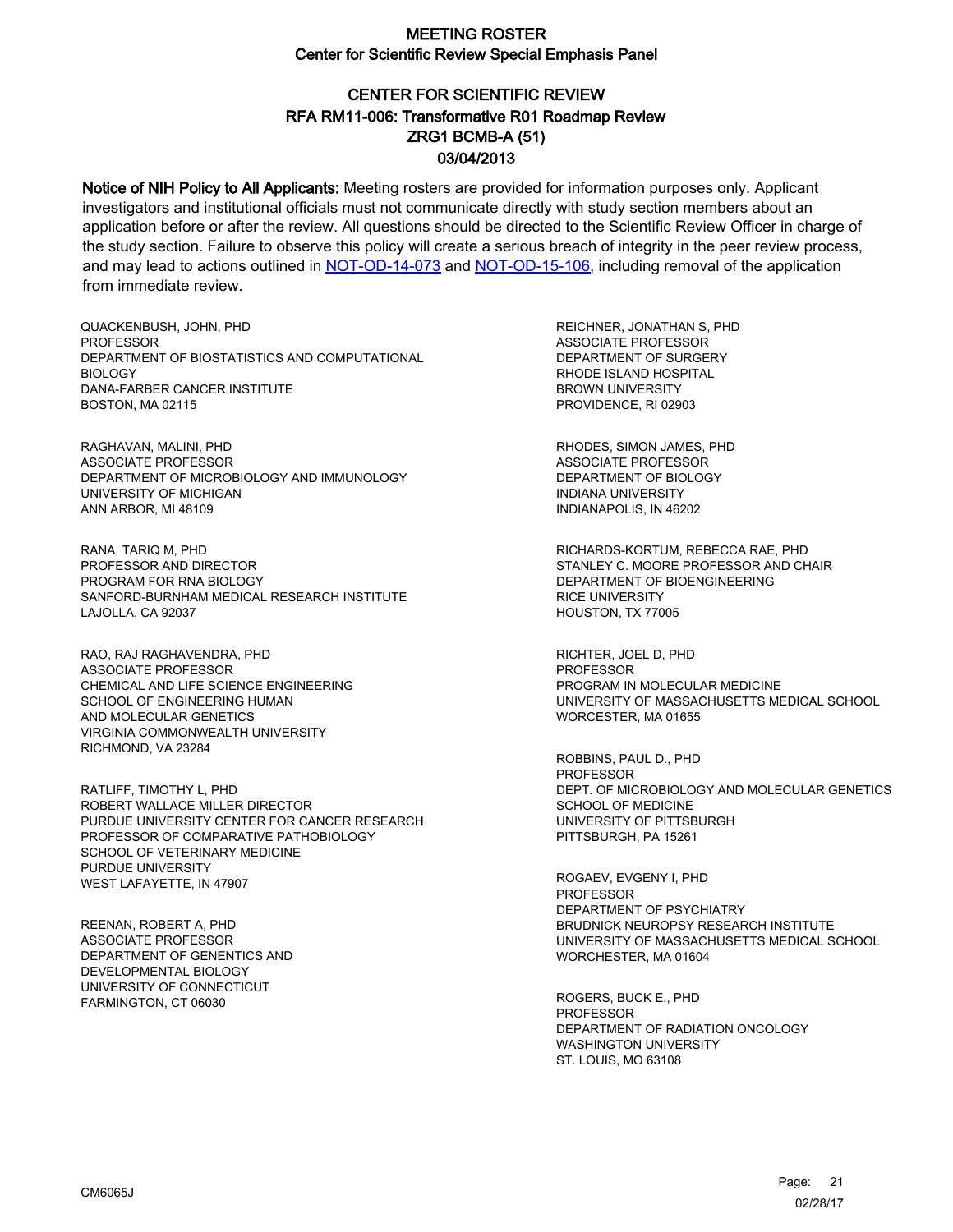# MEETING ROSTER
## Center for Scientific Review Special Emphasis Panel

## CENTER FOR SCIENTIFIC REVIEW
## RFA RM11-006: Transformative R01 Roadmap Review
## ZRG1 BCMB-A (51)
## 03/04/2013

**Notice of NIH Policy to All Applicants:** Meeting rosters are provided for information purposes only. Applicant investigators and institutional officials must not communicate directly with study section members about an application before or after the review. All questions should be directed to the Scientific Review Officer in charge of the study section. Failure to observe this policy will create a serious breach of integrity in the peer review process, and may lead to actions outlined in NOT-OD-14-073 and NOT-OD-15-106, including removal of the application from immediate review.

QUACKENBUSH, JOHN, PHD
PROFESSOR
DEPARTMENT OF BIOSTATISTICS AND COMPUTATIONAL BIOLOGY
DANA-FARBER CANCER INSTITUTE
BOSTON, MA 02115

RAGHAVAN, MALINI, PHD
ASSOCIATE PROFESSOR
DEPARTMENT OF MICROBIOLOGY AND IMMUNOLOGY
UNIVERSITY OF MICHIGAN
ANN ARBOR, MI 48109

RANA, TARIQ M, PHD
PROFESSOR AND DIRECTOR
PROGRAM FOR RNA BIOLOGY
SANFORD-BURNHAM MEDICAL RESEARCH INSTITUTE
LAJOLLA, CA 92037

RAO, RAJ RAGHAVENDRA, PHD
ASSOCIATE PROFESSOR
CHEMICAL AND LIFE SCIENCE ENGINEERING
SCHOOL OF ENGINEERING HUMAN AND MOLECULAR GENETICS
VIRGINIA COMMONWEALTH UNIVERSITY
RICHMOND, VA 23284

RATLIFF, TIMOTHY L, PHD
ROBERT WALLACE MILLER DIRECTOR
PURDUE UNIVERSITY CENTER FOR CANCER RESEARCH
PROFESSOR OF COMPARATIVE PATHOBIOLOGY
SCHOOL OF VETERINARY MEDICINE
PURDUE UNIVERSITY
WEST LAFAYETTE, IN 47907

REENAN, ROBERT A, PHD
ASSOCIATE PROFESSOR
DEPARTMENT OF GENENTICS AND DEVELOPMENTAL BIOLOGY
UNIVERSITY OF CONNECTICUT
FARMINGTON, CT 06030

REICHNER, JONATHAN S, PHD
ASSOCIATE PROFESSOR
DEPARTMENT OF SURGERY
RHODE ISLAND HOSPITAL
BROWN UNIVERSITY
PROVIDENCE, RI 02903

RHODES, SIMON JAMES, PHD
ASSOCIATE PROFESSOR
DEPARTMENT OF BIOLOGY
INDIANA UNIVERSITY
INDIANAPOLIS, IN 46202

RICHARDS-KORTUM, REBECCA RAE, PHD
STANLEY C. MOORE PROFESSOR AND CHAIR
DEPARTMENT OF BIOENGINEERING
RICE UNIVERSITY
HOUSTON, TX 77005

RICHTER, JOEL D, PHD
PROFESSOR
PROGRAM IN MOLECULAR MEDICINE
UNIVERSITY OF MASSACHUSETTS MEDICAL SCHOOL
WORCESTER, MA 01655

ROBBINS, PAUL D., PHD
PROFESSOR
DEPT. OF MICROBIOLOGY AND MOLECULAR GENETICS
SCHOOL OF MEDICINE
UNIVERSITY OF PITTSBURGH
PITTSBURGH, PA 15261

ROGAEV, EVGENY I, PHD
PROFESSOR
DEPARTMENT OF PSYCHIATRY
BRUDNICK NEUROPSY RESEARCH INSTITUTE
UNIVERSITY OF MASSACHUSETTS MEDICAL SCHOOL
WORCHESTER, MA 01604

ROGERS, BUCK E., PHD
PROFESSOR
DEPARTMENT OF RADIATION ONCOLOGY
WASHINGTON UNIVERSITY
ST. LOUIS, MO 63108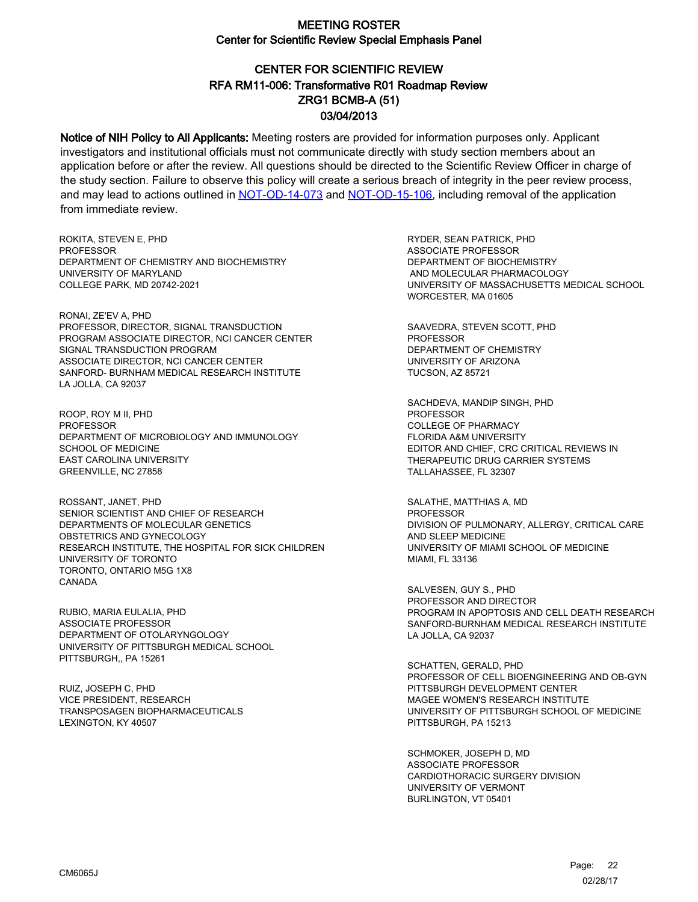# MEETING ROSTER

## Center for Scientific Review Special Emphasis Panel

## CENTER FOR SCIENTIFIC REVIEW
## RFA RM11-006: Transformative R01 Roadmap Review
## ZRG1 BCMB-A (51)
## 03/04/2013

**Notice of NIH Policy to All Applicants:** Meeting rosters are provided for information purposes only. Applicant investigators and institutional officials must not communicate directly with study section members about an application before or after the review. All questions should be directed to the Scientific Review Officer in charge of the study section. Failure to observe this policy will create a serious breach of integrity in the peer review process, and may lead to actions outlined in NOT-OD-14-073 and NOT-OD-15-106, including removal of the application from immediate review.

ROKITA, STEVEN E, PHD
PROFESSOR
DEPARTMENT OF CHEMISTRY AND BIOCHEMISTRY
UNIVERSITY OF MARYLAND
COLLEGE PARK, MD 20742-2021

RONAI, ZE'EV A, PHD
PROFESSOR, DIRECTOR, SIGNAL TRANSDUCTION
PROGRAM ASSOCIATE DIRECTOR, NCI CANCER CENTER
SIGNAL TRANSDUCTION PROGRAM
ASSOCIATE DIRECTOR, NCI CANCER CENTER
SANFORD- BURNHAM MEDICAL RESEARCH INSTITUTE
LA JOLLA, CA 92037

ROOP, ROY M II, PHD
PROFESSOR
DEPARTMENT OF MICROBIOLOGY AND IMMUNOLOGY
SCHOOL OF MEDICINE
EAST CAROLINA UNIVERSITY
GREENVILLE, NC 27858

ROSSANT, JANET, PHD
SENIOR SCIENTIST AND CHIEF OF RESEARCH
DEPARTMENTS OF MOLECULAR GENETICS
OBSTETRICS AND GYNECOLOGY
RESEARCH INSTITUTE, THE HOSPITAL FOR SICK CHILDREN
UNIVERSITY OF TORONTO
TORONTO, ONTARIO M5G 1X8
CANADA

RUBIO, MARIA EULALIA, PHD
ASSOCIATE PROFESSOR
DEPARTMENT OF OTOLARYNGOLOGY
UNIVERSITY OF PITTSBURGH MEDICAL SCHOOL
PITTSBURGH,, PA 15261

RUIZ, JOSEPH C, PHD
VICE PRESIDENT, RESEARCH
TRANSPOSAGEN BIOPHARMACEUTICALS
LEXINGTON, KY 40507

RYDER, SEAN PATRICK, PHD
ASSOCIATE PROFESSOR
DEPARTMENT OF BIOCHEMISTRY
AND MOLECULAR PHARMACOLOGY
UNIVERSITY OF MASSACHUSETTS MEDICAL SCHOOL
WORCESTER, MA 01605

SAAVEDRA, STEVEN SCOTT, PHD
PROFESSOR
DEPARTMENT OF CHEMISTRY
UNIVERSITY OF ARIZONA
TUCSON, AZ 85721

SACHDEVA, MANDIP SINGH, PHD
PROFESSOR
COLLEGE OF PHARMACY
FLORIDA A&M UNIVERSITY
EDITOR AND CHIEF, CRC CRITICAL REVIEWS IN
THERAPEUTIC DRUG CARRIER SYSTEMS
TALLAHASSEE, FL 32307

SALATHE, MATTHIAS A, MD
PROFESSOR
DIVISION OF PULMONARY, ALLERGY, CRITICAL CARE
AND SLEEP MEDICINE
UNIVERSITY OF MIAMI SCHOOL OF MEDICINE
MIAMI, FL 33136

SALVESEN, GUY S., PHD
PROFESSOR AND DIRECTOR
PROGRAM IN APOPTOSIS AND CELL DEATH RESEARCH
SANFORD-BURNHAM MEDICAL RESEARCH INSTITUTE
LA JOLLA, CA 92037

SCHATTEN, GERALD, PHD
PROFESSOR OF CELL BIOENGINEERING AND OB-GYN
PITTSBURGH DEVELOPMENT CENTER
MAGEE WOMEN'S RESEARCH INSTITUTE
UNIVERSITY OF PITTSBURGH SCHOOL OF MEDICINE
PITTSBURGH, PA 15213

SCHMOKER, JOSEPH D, MD
ASSOCIATE PROFESSOR
CARDIOTHORACIC SURGERY DIVISION
UNIVERSITY OF VERMONT
BURLINGTON, VT 05401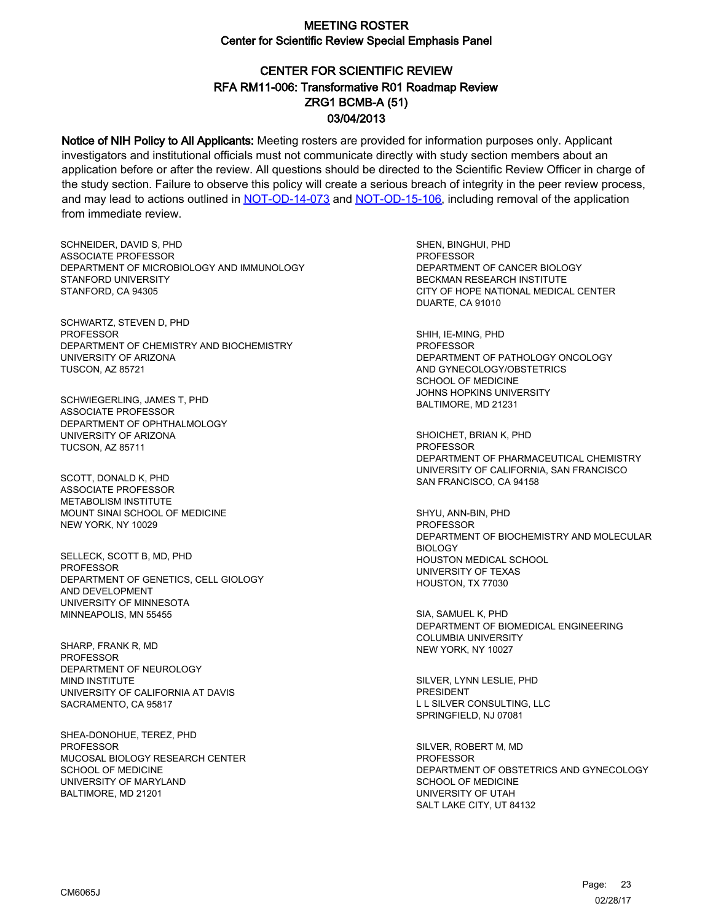# MEETING ROSTER
## Center for Scientific Review Special Emphasis Panel

## CENTER FOR SCIENTIFIC REVIEW
## RFA RM11-006: Transformative R01 Roadmap Review
## ZRG1 BCMB-A (51)
## 03/04/2013

**Notice of NIH Policy to All Applicants:** Meeting rosters are provided for information purposes only. Applicant investigators and institutional officials must not communicate directly with study section members about an application before or after the review. All questions should be directed to the Scientific Review Officer in charge of the study section. Failure to observe this policy will create a serious breach of integrity in the peer review process, and may lead to actions outlined in NOT-OD-14-073 and NOT-OD-15-106, including removal of the application from immediate review.

SCHNEIDER, DAVID S, PHD
ASSOCIATE PROFESSOR
DEPARTMENT OF MICROBIOLOGY AND IMMUNOLOGY
STANFORD UNIVERSITY
STANFORD, CA 94305

SCHWARTZ, STEVEN D, PHD
PROFESSOR
DEPARTMENT OF CHEMISTRY AND BIOCHEMISTRY
UNIVERSITY OF ARIZONA
TUSCON, AZ 85721

SCHWIEGERLING, JAMES T, PHD
ASSOCIATE PROFESSOR
DEPARTMENT OF OPHTHALMOLOGY
UNIVERSITY OF ARIZONA
TUCSON, AZ 85711

SCOTT, DONALD K, PHD
ASSOCIATE PROFESSOR
METABOLISM INSTITUTE
MOUNT SINAI SCHOOL OF MEDICINE
NEW YORK, NY 10029

SELLECK, SCOTT B, MD, PHD
PROFESSOR
DEPARTMENT OF GENETICS, CELL GIOLOGY
AND DEVELOPMENT
UNIVERSITY OF MINNESOTA
MINNEAPOLIS, MN 55455

SHARP, FRANK R, MD
PROFESSOR
DEPARTMENT OF NEUROLOGY
MIND INSTITUTE
UNIVERSITY OF CALIFORNIA AT DAVIS
SACRAMENTO, CA 95817

SHEA-DONOHUE, TEREZ, PHD
PROFESSOR
MUCOSAL BIOLOGY RESEARCH CENTER
SCHOOL OF MEDICINE
UNIVERSITY OF MARYLAND
BALTIMORE, MD 21201

SHEN, BINGHUI, PHD
PROFESSOR
DEPARTMENT OF CANCER BIOLOGY
BECKMAN RESEARCH INSTITUTE
CITY OF HOPE NATIONAL MEDICAL CENTER
DUARTE, CA 91010

SHIH, IE-MING, PHD
PROFESSOR
DEPARTMENT OF PATHOLOGY ONCOLOGY
AND GYNECOLOGY/OBSTETRICS
SCHOOL OF MEDICINE
JOHNS HOPKINS UNIVERSITY
BALTIMORE, MD 21231

SHOICHET, BRIAN K, PHD
PROFESSOR
DEPARTMENT OF PHARMACEUTICAL CHEMISTRY
UNIVERSITY OF CALIFORNIA, SAN FRANCISCO
SAN FRANCISCO, CA 94158

SHYU, ANN-BIN, PHD
PROFESSOR
DEPARTMENT OF BIOCHEMISTRY AND MOLECULAR
BIOLOGY
HOUSTON MEDICAL SCHOOL
UNIVERSITY OF TEXAS
HOUSTON, TX 77030

SIA, SAMUEL K, PHD
DEPARTMENT OF BIOMEDICAL ENGINEERING
COLUMBIA UNIVERSITY
NEW YORK, NY 10027

SILVER, LYNN LESLIE, PHD
PRESIDENT
L L SILVER CONSULTING, LLC
SPRINGFIELD, NJ 07081

SILVER, ROBERT M, MD
PROFESSOR
DEPARTMENT OF OBSTETRICS AND GYNECOLOGY
SCHOOL OF MEDICINE
UNIVERSITY OF UTAH
SALT LAKE CITY, UT 84132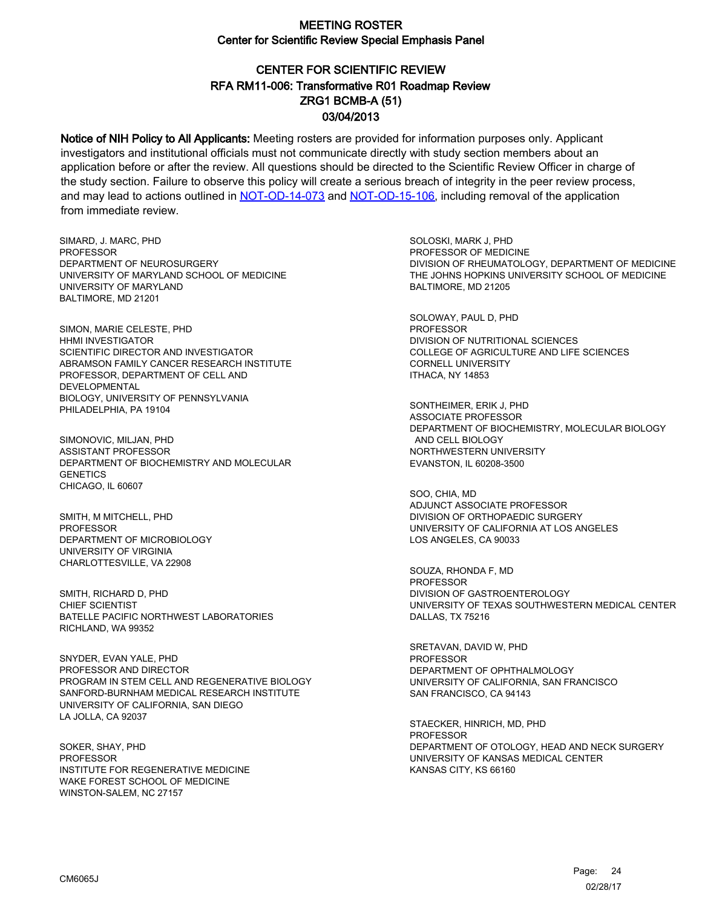# MEETING ROSTER

## Center for Scientific Review Special Emphasis Panel

## CENTER FOR SCIENTIFIC REVIEW
## RFA RM11-006: Transformative R01 Roadmap Review
## ZRG1 BCMB-A (51)
## 03/04/2013

**Notice of NIH Policy to All Applicants:** Meeting rosters are provided for information purposes only. Applicant investigators and institutional officials must not communicate directly with study section members about an application before or after the review. All questions should be directed to the Scientific Review Officer in charge of the study section. Failure to observe this policy will create a serious breach of integrity in the peer review process, and may lead to actions outlined in NOT-OD-14-073 and NOT-OD-15-106, including removal of the application from immediate review.

SIMARD, J. MARC, PHD
PROFESSOR
DEPARTMENT OF NEUROSURGERY
UNIVERSITY OF MARYLAND SCHOOL OF MEDICINE
UNIVERSITY OF MARYLAND
BALTIMORE, MD 21201

SIMON, MARIE CELESTE, PHD
HHMI INVESTIGATOR
SCIENTIFIC DIRECTOR AND INVESTIGATOR
ABRAMSON FAMILY CANCER RESEARCH INSTITUTE
PROFESSOR, DEPARTMENT OF CELL AND DEVELOPMENTAL
BIOLOGY, UNIVERSITY OF PENNSYLVANIA
PHILADELPHIA, PA 19104

SIMONOVIC, MILJAN, PHD
ASSISTANT PROFESSOR
DEPARTMENT OF BIOCHEMISTRY AND MOLECULAR GENETICS
CHICAGO, IL 60607

SMITH, M MITCHELL, PHD
PROFESSOR
DEPARTMENT OF MICROBIOLOGY
UNIVERSITY OF VIRGINIA
CHARLOTTESVILLE, VA 22908

SMITH, RICHARD D, PHD
CHIEF SCIENTIST
BATELLE PACIFIC NORTHWEST LABORATORIES
RICHLAND, WA 99352

SNYDER, EVAN YALE, PHD
PROFESSOR AND DIRECTOR
PROGRAM IN STEM CELL AND REGENERATIVE BIOLOGY
SANFORD-BURNHAM MEDICAL RESEARCH INSTITUTE
UNIVERSITY OF CALIFORNIA, SAN DIEGO
LA JOLLA, CA 92037

SOKER, SHAY, PHD
PROFESSOR
INSTITUTE FOR REGENERATIVE MEDICINE
WAKE FOREST SCHOOL OF MEDICINE
WINSTON-SALEM, NC 27157

SOLOSKI, MARK J, PHD
PROFESSOR OF MEDICINE
DIVISION OF RHEUMATOLOGY, DEPARTMENT OF MEDICINE
THE JOHNS HOPKINS UNIVERSITY SCHOOL OF MEDICINE
BALTIMORE, MD 21205

SOLOWAY, PAUL D, PHD
PROFESSOR
DIVISION OF NUTRITIONAL SCIENCES
COLLEGE OF AGRICULTURE AND LIFE SCIENCES
CORNELL UNIVERSITY
ITHACA, NY 14853

SONTHEIMER, ERIK J, PHD
ASSOCIATE PROFESSOR
DEPARTMENT OF BIOCHEMISTRY, MOLECULAR BIOLOGY AND CELL BIOLOGY
NORTHWESTERN UNIVERSITY
EVANSTON, IL 60208-3500

SOO, CHIA, MD
ADJUNCT ASSOCIATE PROFESSOR
DIVISION OF ORTHOPAEDIC SURGERY
UNIVERSITY OF CALIFORNIA AT LOS ANGELES
LOS ANGELES, CA 90033

SOUZA, RHONDA F, MD
PROFESSOR
DIVISION OF GASTROENTEROLOGY
UNIVERSITY OF TEXAS SOUTHWESTERN MEDICAL CENTER
DALLAS, TX 75216

SRETAVAN, DAVID W, PHD
PROFESSOR
DEPARTMENT OF OPHTHALMOLOGY
UNIVERSITY OF CALIFORNIA, SAN FRANCISCO
SAN FRANCISCO, CA 94143

STAECKER, HINRICH, MD, PHD
PROFESSOR
DEPARTMENT OF OTOLOGY, HEAD AND NECK SURGERY
UNIVERSITY OF KANSAS MEDICAL CENTER
KANSAS CITY, KS 66160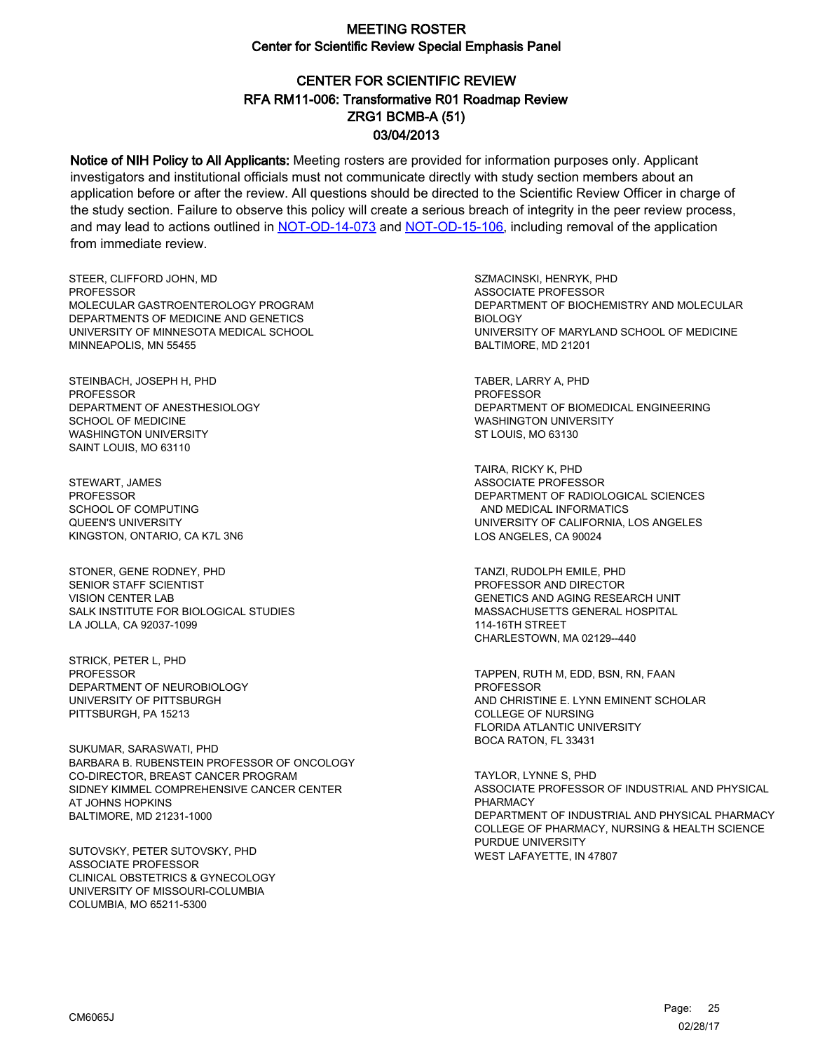# MEETING ROSTER

## Center for Scientific Review Special Emphasis Panel

## CENTER FOR SCIENTIFIC REVIEW
## RFA RM11-006: Transformative R01 Roadmap Review
## ZRG1 BCMB-A (51)
## 03/04/2013

**Notice of NIH Policy to All Applicants:** Meeting rosters are provided for information purposes only. Applicant investigators and institutional officials must not communicate directly with study section members about an application before or after the review. All questions should be directed to the Scientific Review Officer in charge of the study section. Failure to observe this policy will create a serious breach of integrity in the peer review process, and may lead to actions outlined in NOT-OD-14-073 and NOT-OD-15-106, including removal of the application from immediate review.

STEER, CLIFFORD JOHN, MD
PROFESSOR
MOLECULAR GASTROENTEROLOGY PROGRAM
DEPARTMENTS OF MEDICINE AND GENETICS
UNIVERSITY OF MINNESOTA MEDICAL SCHOOL
MINNEAPOLIS, MN 55455

STEINBACH, JOSEPH H, PHD
PROFESSOR
DEPARTMENT OF ANESTHESIOLOGY
SCHOOL OF MEDICINE
WASHINGTON UNIVERSITY
SAINT LOUIS, MO 63110

STEWART, JAMES
PROFESSOR
SCHOOL OF COMPUTING
QUEEN'S UNIVERSITY
KINGSTON, ONTARIO, CA K7L 3N6

STONER, GENE RODNEY, PHD
SENIOR STAFF SCIENTIST
VISION CENTER LAB
SALK INSTITUTE FOR BIOLOGICAL STUDIES
LA JOLLA, CA 92037-1099

STRICK, PETER L, PHD
PROFESSOR
DEPARTMENT OF NEUROBIOLOGY
UNIVERSITY OF PITTSBURGH
PITTSBURGH, PA 15213

SUKUMAR, SARASWATI, PHD
BARBARA B. RUBENSTEIN PROFESSOR OF ONCOLOGY
CO-DIRECTOR, BREAST CANCER PROGRAM
SIDNEY KIMMEL COMPREHENSIVE CANCER CENTER
AT JOHNS HOPKINS
BALTIMORE, MD 21231-1000

SUTOVSKY, PETER SUTOVSKY, PHD
ASSOCIATE PROFESSOR
CLINICAL OBSTETRICS & GYNECOLOGY
UNIVERSITY OF MISSOURI-COLUMBIA
COLUMBIA, MO 65211-5300

SZMACINSKI, HENRYK, PHD
ASSOCIATE PROFESSOR
DEPARTMENT OF BIOCHEMISTRY AND MOLECULAR BIOLOGY
UNIVERSITY OF MARYLAND SCHOOL OF MEDICINE
BALTIMORE, MD 21201

TABER, LARRY A, PHD
PROFESSOR
DEPARTMENT OF BIOMEDICAL ENGINEERING
WASHINGTON UNIVERSITY
ST LOUIS, MO 63130

TAIRA, RICKY K, PHD
ASSOCIATE PROFESSOR
DEPARTMENT OF RADIOLOGICAL SCIENCES AND MEDICAL INFORMATICS
UNIVERSITY OF CALIFORNIA, LOS ANGELES
LOS ANGELES, CA 90024

TANZI, RUDOLPH EMILE, PHD
PROFESSOR AND DIRECTOR
GENETICS AND AGING RESEARCH UNIT
MASSACHUSETTS GENERAL HOSPITAL
114-16TH STREET
CHARLESTOWN, MA 02129--440

TAPPEN, RUTH M, EDD, BSN, RN, FAAN
PROFESSOR
AND CHRISTINE E. LYNN EMINENT SCHOLAR
COLLEGE OF NURSING
FLORIDA ATLANTIC UNIVERSITY
BOCA RATON, FL 33431

TAYLOR, LYNNE S, PHD
ASSOCIATE PROFESSOR OF INDUSTRIAL AND PHYSICAL PHARMACY
DEPARTMENT OF INDUSTRIAL AND PHYSICAL PHARMACY
COLLEGE OF PHARMACY, NURSING & HEALTH SCIENCE
PURDUE UNIVERSITY
WEST LAFAYETTE, IN 47807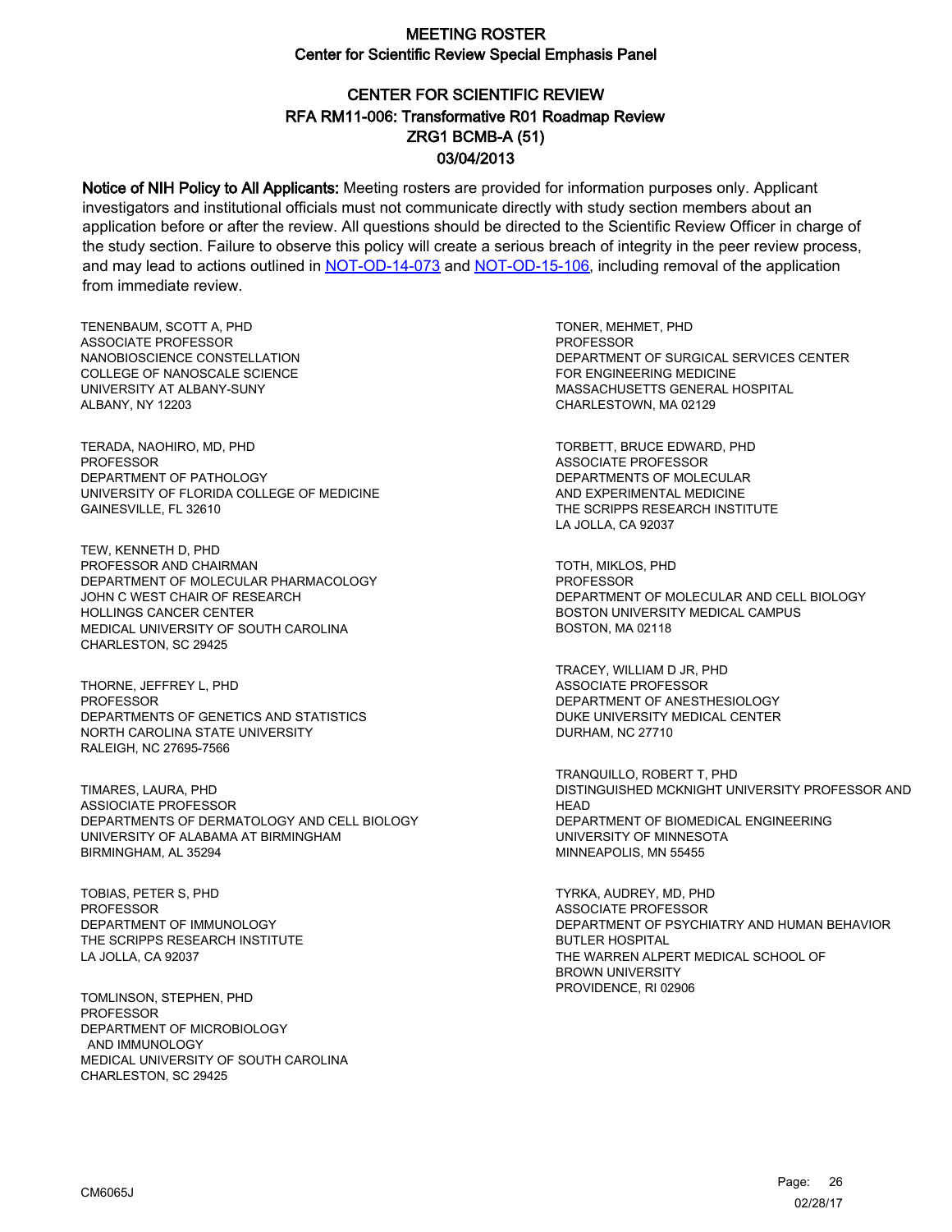# MEETING ROSTER
## Center for Scientific Review Special Emphasis Panel

## CENTER FOR SCIENTIFIC REVIEW
## RFA RM11-006: Transformative R01 Roadmap Review
## ZRG1 BCMB-A (51)
## 03/04/2013

**Notice of NIH Policy to All Applicants:** Meeting rosters are provided for information purposes only. Applicant investigators and institutional officials must not communicate directly with study section members about an application before or after the review. All questions should be directed to the Scientific Review Officer in charge of the study section. Failure to observe this policy will create a serious breach of integrity in the peer review process, and may lead to actions outlined in NOT-OD-14-073 and NOT-OD-15-106, including removal of the application from immediate review.

TENENBAUM, SCOTT A, PHD
ASSOCIATE PROFESSOR
NANOBIOSCIENCE CONSTELLATION
COLLEGE OF NANOSCALE SCIENCE
UNIVERSITY AT ALBANY-SUNY
ALBANY, NY 12203

TERADA, NAOHIRO, MD, PHD
PROFESSOR
DEPARTMENT OF PATHOLOGY
UNIVERSITY OF FLORIDA COLLEGE OF MEDICINE
GAINESVILLE, FL 32610

TEW, KENNETH D, PHD
PROFESSOR AND CHAIRMAN
DEPARTMENT OF MOLECULAR PHARMACOLOGY
JOHN C WEST CHAIR OF RESEARCH
HOLLINGS CANCER CENTER
MEDICAL UNIVERSITY OF SOUTH CAROLINA
CHARLESTON, SC 29425

THORNE, JEFFREY L, PHD
PROFESSOR
DEPARTMENTS OF GENETICS AND STATISTICS
NORTH CAROLINA STATE UNIVERSITY
RALEIGH, NC 27695-7566

TIMARES, LAURA, PHD
ASSIOCIATE PROFESSOR
DEPARTMENTS OF DERMATOLOGY AND CELL BIOLOGY
UNIVERSITY OF ALABAMA AT BIRMINGHAM
BIRMINGHAM, AL 35294

TOBIAS, PETER S, PHD
PROFESSOR
DEPARTMENT OF IMMUNOLOGY
THE SCRIPPS RESEARCH INSTITUTE
LA JOLLA, CA 92037

TOMLINSON, STEPHEN, PHD
PROFESSOR
DEPARTMENT OF MICROBIOLOGY
AND IMMUNOLOGY
MEDICAL UNIVERSITY OF SOUTH CAROLINA
CHARLESTON, SC 29425

TONER, MEHMET, PHD
PROFESSOR
DEPARTMENT OF SURGICAL SERVICES CENTER
FOR ENGINEERING MEDICINE
MASSACHUSETTS GENERAL HOSPITAL
CHARLESTOWN, MA 02129

TORBETT, BRUCE EDWARD, PHD
ASSOCIATE PROFESSOR
DEPARTMENTS OF MOLECULAR
AND EXPERIMENTAL MEDICINE
THE SCRIPPS RESEARCH INSTITUTE
LA JOLLA, CA 92037

TOTH, MIKLOS, PHD
PROFESSOR
DEPARTMENT OF MOLECULAR AND CELL BIOLOGY
BOSTON UNIVERSITY MEDICAL CAMPUS
BOSTON, MA 02118

TRACEY, WILLIAM D JR, PHD
ASSOCIATE PROFESSOR
DEPARTMENT OF ANESTHESIOLOGY
DUKE UNIVERSITY MEDICAL CENTER
DURHAM, NC 27710

TRANQUILLO, ROBERT T, PHD
DISTINGUISHED MCKNIGHT UNIVERSITY PROFESSOR AND HEAD
DEPARTMENT OF BIOMEDICAL ENGINEERING
UNIVERSITY OF MINNESOTA
MINNEAPOLIS, MN 55455

TYRKA, AUDREY, MD, PHD
ASSOCIATE PROFESSOR
DEPARTMENT OF PSYCHIATRY AND HUMAN BEHAVIOR
BUTLER HOSPITAL
THE WARREN ALPERT MEDICAL SCHOOL OF
BROWN UNIVERSITY
PROVIDENCE, RI 02906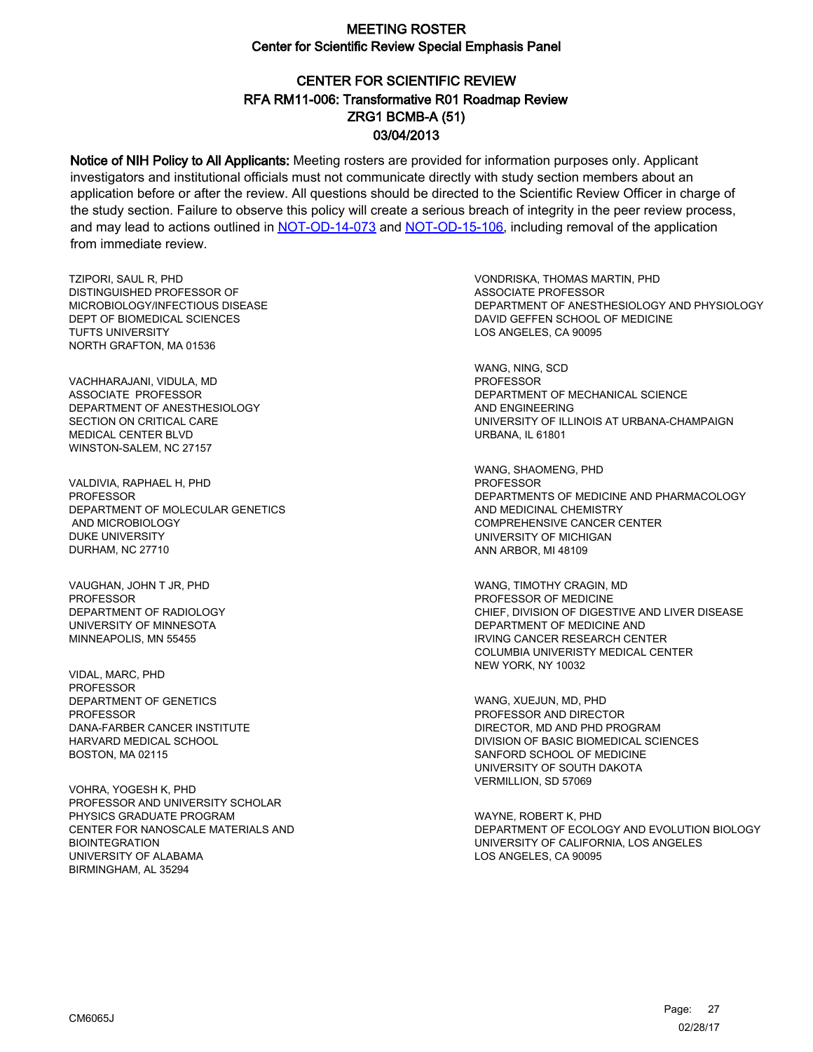# MEETING ROSTER
## Center for Scientific Review Special Emphasis Panel

## CENTER FOR SCIENTIFIC REVIEW
## RFA RM11-006: Transformative R01 Roadmap Review
## ZRG1 BCMB-A (51)
## 03/04/2013

**Notice of NIH Policy to All Applicants:** Meeting rosters are provided for information purposes only. Applicant investigators and institutional officials must not communicate directly with study section members about an application before or after the review. All questions should be directed to the Scientific Review Officer in charge of the study section. Failure to observe this policy will create a serious breach of integrity in the peer review process, and may lead to actions outlined in [NOT-OD-14-073] and [NOT-OD-15-106], including removal of the application from immediate review.

TZIPORI, SAUL R, PHD
DISTINGUISHED PROFESSOR OF
MICROBIOLOGY/INFECTIOUS DISEASE
DEPT OF BIOMEDICAL SCIENCES
TUFTS UNIVERSITY
NORTH GRAFTON, MA 01536

VACHHARAJANI, VIDULA, MD
ASSOCIATE PROFESSOR
DEPARTMENT OF ANESTHESIOLOGY
SECTION ON CRITICAL CARE
MEDICAL CENTER BLVD
WINSTON-SALEM, NC 27157

VALDIVIA, RAPHAEL H, PHD
PROFESSOR
DEPARTMENT OF MOLECULAR GENETICS
AND MICROBIOLOGY
DUKE UNIVERSITY
DURHAM, NC 27710

VAUGHAN, JOHN T JR, PHD
PROFESSOR
DEPARTMENT OF RADIOLOGY
UNIVERSITY OF MINNESOTA
MINNEAPOLIS, MN 55455

VIDAL, MARC, PHD
PROFESSOR
DEPARTMENT OF GENETICS
PROFESSOR
DANA-FARBER CANCER INSTITUTE
HARVARD MEDICAL SCHOOL
BOSTON, MA 02115

VOHRA, YOGESH K, PHD
PROFESSOR AND UNIVERSITY SCHOLAR
PHYSICS GRADUATE PROGRAM
CENTER FOR NANOSCALE MATERIALS AND
BIOINTEGRATION
UNIVERSITY OF ALABAMA
BIRMINGHAM, AL 35294

VONDRISKA, THOMAS MARTIN, PHD
ASSOCIATE PROFESSOR
DEPARTMENT OF ANESTHESIOLOGY AND PHYSIOLOGY
DAVID GEFFEN SCHOOL OF MEDICINE
LOS ANGELES, CA 90095

WANG, NING, SCD
PROFESSOR
DEPARTMENT OF MECHANICAL SCIENCE
AND ENGINEERING
UNIVERSITY OF ILLINOIS AT URBANA-CHAMPAIGN
URBANA, IL 61801

WANG, SHAOMENG, PHD
PROFESSOR
DEPARTMENTS OF MEDICINE AND PHARMACOLOGY
AND MEDICINAL CHEMISTRY
COMPREHENSIVE CANCER CENTER
UNIVERSITY OF MICHIGAN
ANN ARBOR, MI 48109

WANG, TIMOTHY CRAGIN, MD
PROFESSOR OF MEDICINE
CHIEF, DIVISION OF DIGESTIVE AND LIVER DISEASE
DEPARTMENT OF MEDICINE AND
IRVING CANCER RESEARCH CENTER
COLUMBIA UNIVERISTY MEDICAL CENTER
NEW YORK, NY 10032

WANG, XUEJUN, MD, PHD
PROFESSOR AND DIRECTOR
DIRECTOR, MD AND PHD PROGRAM
DIVISION OF BASIC BIOMEDICAL SCIENCES
SANFORD SCHOOL OF MEDICINE
UNIVERSITY OF SOUTH DAKOTA
VERMILLION, SD 57069

WAYNE, ROBERT K, PHD
DEPARTMENT OF ECOLOGY AND EVOLUTION BIOLOGY
UNIVERSITY OF CALIFORNIA, LOS ANGELES
LOS ANGELES, CA 90095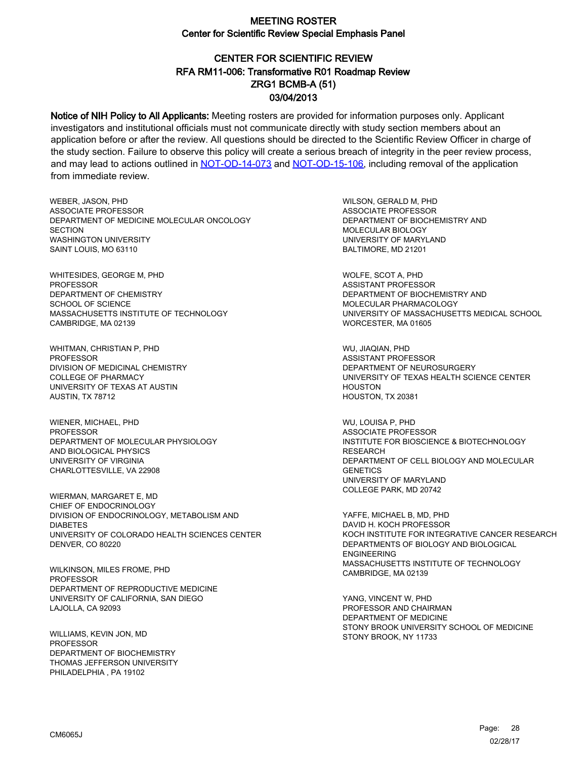# MEETING ROSTER
## Center for Scientific Review Special Emphasis Panel

## CENTER FOR SCIENTIFIC REVIEW
## RFA RM11-006: Transformative R01 Roadmap Review
## ZRG1 BCMB-A (51)
## 03/04/2013

**Notice of NIH Policy to All Applicants:** Meeting rosters are provided for information purposes only. Applicant investigators and institutional officials must not communicate directly with study section members about an application before or after the review. All questions should be directed to the Scientific Review Officer in charge of the study section. Failure to observe this policy will create a serious breach of integrity in the peer review process, and may lead to actions outlined in [NOT-OD-14-073] and [NOT-OD-15-106], including removal of the application from immediate review.

WEBER, JASON, PHD
ASSOCIATE PROFESSOR
DEPARTMENT OF MEDICINE MOLECULAR ONCOLOGY SECTION
WASHINGTON UNIVERSITY
SAINT LOUIS, MO 63110

WHITESIDES, GEORGE M, PHD
PROFESSOR
DEPARTMENT OF CHEMISTRY
SCHOOL OF SCIENCE
MASSACHUSETTS INSTITUTE OF TECHNOLOGY
CAMBRIDGE, MA 02139

WHITMAN, CHRISTIAN P, PHD
PROFESSOR
DIVISION OF MEDICINAL CHEMISTRY
COLLEGE OF PHARMACY
UNIVERSITY OF TEXAS AT AUSTIN
AUSTIN, TX 78712

WIENER, MICHAEL, PHD
PROFESSOR
DEPARTMENT OF MOLECULAR PHYSIOLOGY AND BIOLOGICAL PHYSICS
UNIVERSITY OF VIRGINIA
CHARLOTTESVILLE, VA 22908

WIERMAN, MARGARET E, MD
CHIEF OF ENDOCRINOLOGY
DIVISION OF ENDOCRINOLOGY, METABOLISM AND DIABETES
UNIVERSITY OF COLORADO HEALTH SCIENCES CENTER
DENVER, CO 80220

WILKINSON, MILES FROME, PHD
PROFESSOR
DEPARTMENT OF REPRODUCTIVE MEDICINE
UNIVERSITY OF CALIFORNIA, SAN DIEGO
LAJOLLA, CA 92093

WILLIAMS, KEVIN JON, MD
PROFESSOR
DEPARTMENT OF BIOCHEMISTRY
THOMAS JEFFERSON UNIVERSITY
PHILADELPHIA , PA 19102

WILSON, GERALD M, PHD
ASSOCIATE PROFESSOR
DEPARTMENT OF BIOCHEMISTRY AND MOLECULAR BIOLOGY
UNIVERSITY OF MARYLAND
BALTIMORE, MD 21201

WOLFE, SCOT A, PHD
ASSISTANT PROFESSOR
DEPARTMENT OF BIOCHEMISTRY AND MOLECULAR PHARMACOLOGY
UNIVERSITY OF MASSACHUSETTS MEDICAL SCHOOL
WORCESTER, MA 01605

WU, JIAQIAN, PHD
ASSISTANT PROFESSOR
DEPARTMENT OF NEUROSURGERY
UNIVERSITY OF TEXAS HEALTH SCIENCE CENTER HOUSTON
HOUSTON, TX 20381

WU, LOUISA P, PHD
ASSOCIATE PROFESSOR
INSTITUTE FOR BIOSCIENCE & BIOTECHNOLOGY RESEARCH
DEPARTMENT OF CELL BIOLOGY AND MOLECULAR GENETICS
UNIVERSITY OF MARYLAND
COLLEGE PARK, MD 20742

YAFFE, MICHAEL B, MD, PHD
DAVID H. KOCH PROFESSOR
KOCH INSTITUTE FOR INTEGRATIVE CANCER RESEARCH
DEPARTMENTS OF BIOLOGY AND BIOLOGICAL ENGINEERING
MASSACHUSETTS INSTITUTE OF TECHNOLOGY
CAMBRIDGE, MA 02139

YANG, VINCENT W, PHD
PROFESSOR AND CHAIRMAN
DEPARTMENT OF MEDICINE
STONY BROOK UNIVERSITY SCHOOL OF MEDICINE
STONY BROOK, NY 11733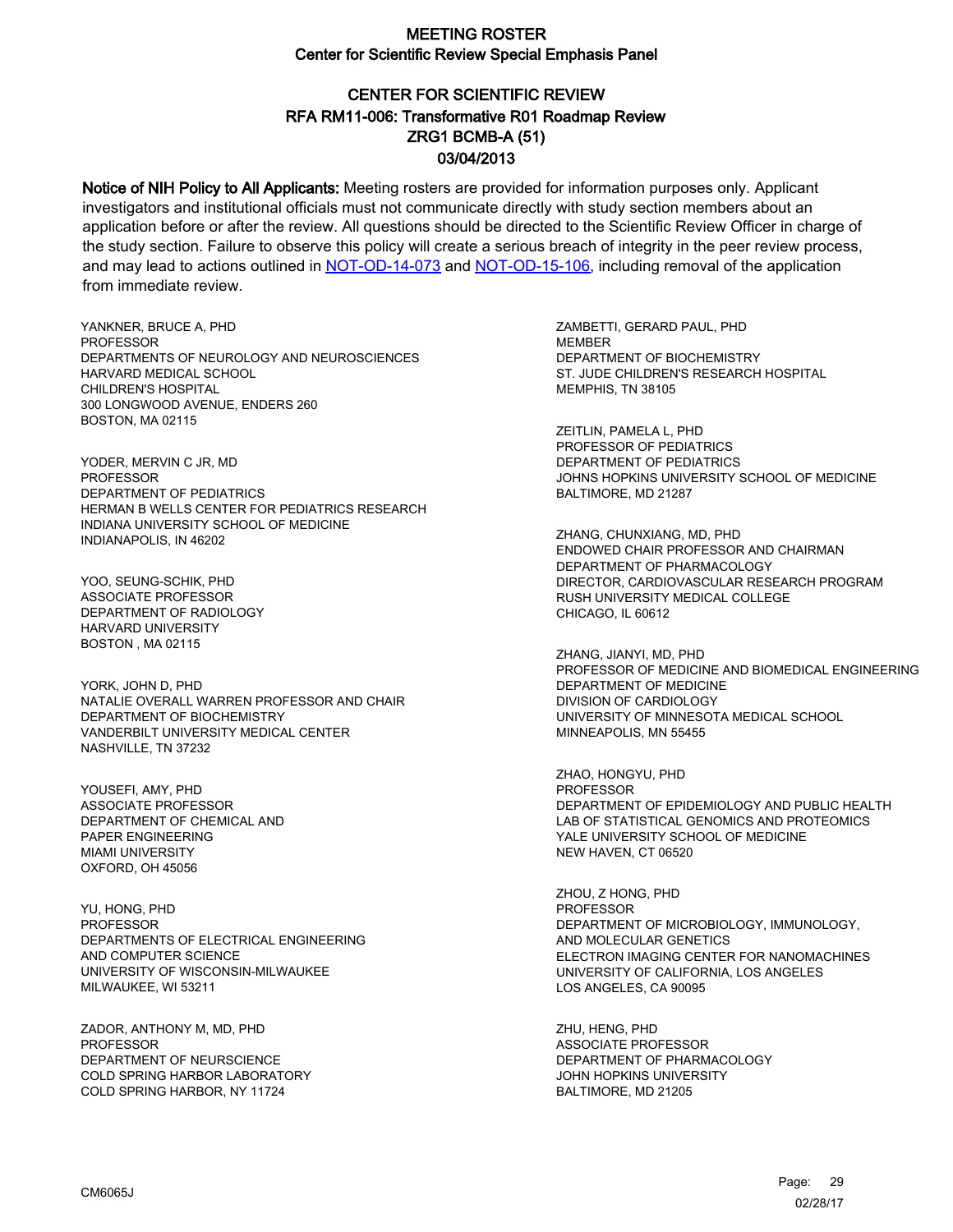# MEETING ROSTER
## Center for Scientific Review Special Emphasis Panel

## CENTER FOR SCIENTIFIC REVIEW
## RFA RM11-006: Transformative R01 Roadmap Review
## ZRG1 BCMB-A (51)
## 03/04/2013

**Notice of NIH Policy to All Applicants:** Meeting rosters are provided for information purposes only. Applicant investigators and institutional officials must not communicate directly with study section members about an application before or after the review. All questions should be directed to the Scientific Review Officer in charge of the study section. Failure to observe this policy will create a serious breach of integrity in the peer review process, and may lead to actions outlined in [NOT-OD-14-073](NOT-OD-14-073) and [NOT-OD-15-106](NOT-OD-15-106), including removal of the application from immediate review.

YANKNER, BRUCE A, PHD
PROFESSOR
DEPARTMENTS OF NEUROLOGY AND NEUROSCIENCES
HARVARD MEDICAL SCHOOL
CHILDREN'S HOSPITAL
300 LONGWOOD AVENUE, ENDERS 260
BOSTON, MA 02115

YODER, MERVIN C JR, MD
PROFESSOR
DEPARTMENT OF PEDIATRICS
HERMAN B WELLS CENTER FOR PEDIATRICS RESEARCH
INDIANA UNIVERSITY SCHOOL OF MEDICINE
INDIANAPOLIS, IN 46202

YOO, SEUNG-SCHIK, PHD
ASSOCIATE PROFESSOR
DEPARTMENT OF RADIOLOGY
HARVARD UNIVERSITY
BOSTON , MA 02115

YORK, JOHN D, PHD
NATALIE OVERALL WARREN PROFESSOR AND CHAIR
DEPARTMENT OF BIOCHEMISTRY
VANDERBILT UNIVERSITY MEDICAL CENTER
NASHVILLE, TN 37232

YOUSEFI, AMY, PHD
ASSOCIATE PROFESSOR
DEPARTMENT OF CHEMICAL AND
PAPER ENGINEERING
MIAMI UNIVERSITY
OXFORD, OH 45056

YU, HONG, PHD
PROFESSOR
DEPARTMENTS OF ELECTRICAL ENGINEERING
AND COMPUTER SCIENCE
UNIVERSITY OF WISCONSIN-MILWAUKEE
MILWAUKEE, WI 53211

ZADOR, ANTHONY M, MD, PHD
PROFESSOR
DEPARTMENT OF NEURSCIENCE
COLD SPRING HARBOR LABORATORY
COLD SPRING HARBOR, NY 11724

ZAMBETTI, GERARD PAUL, PHD
MEMBER
DEPARTMENT OF BIOCHEMISTRY
ST. JUDE CHILDREN'S RESEARCH HOSPITAL
MEMPHIS, TN 38105

ZEITLIN, PAMELA L, PHD
PROFESSOR OF PEDIATRICS
DEPARTMENT OF PEDIATRICS
JOHNS HOPKINS UNIVERSITY SCHOOL OF MEDICINE
BALTIMORE, MD 21287

ZHANG, CHUNXIANG, MD, PHD
ENDOWED CHAIR PROFESSOR AND CHAIRMAN
DEPARTMENT OF PHARMACOLOGY
DIRECTOR, CARDIOVASCULAR RESEARCH PROGRAM
RUSH UNIVERSITY MEDICAL COLLEGE
CHICAGO, IL 60612

ZHANG, JIANYI, MD, PHD
PROFESSOR OF MEDICINE AND BIOMEDICAL ENGINEERING
DEPARTMENT OF MEDICINE
DIVISION OF CARDIOLOGY
UNIVERSITY OF MINNESOTA MEDICAL SCHOOL
MINNEAPOLIS, MN 55455

ZHAO, HONGYU, PHD
PROFESSOR
DEPARTMENT OF EPIDEMIOLOGY AND PUBLIC HEALTH
LAB OF STATISTICAL GENOMICS AND PROTEOMICS
YALE UNIVERSITY SCHOOL OF MEDICINE
NEW HAVEN, CT 06520

ZHOU, Z HONG, PHD
PROFESSOR
DEPARTMENT OF MICROBIOLOGY, IMMUNOLOGY,
AND MOLECULAR GENETICS
ELECTRON IMAGING CENTER FOR NANOMACHINES
UNIVERSITY OF CALIFORNIA, LOS ANGELES
LOS ANGELES, CA 90095

ZHU, HENG, PHD
ASSOCIATE PROFESSOR
DEPARTMENT OF PHARMACOLOGY
JOHN HOPKINS UNIVERSITY
BALTIMORE, MD 21205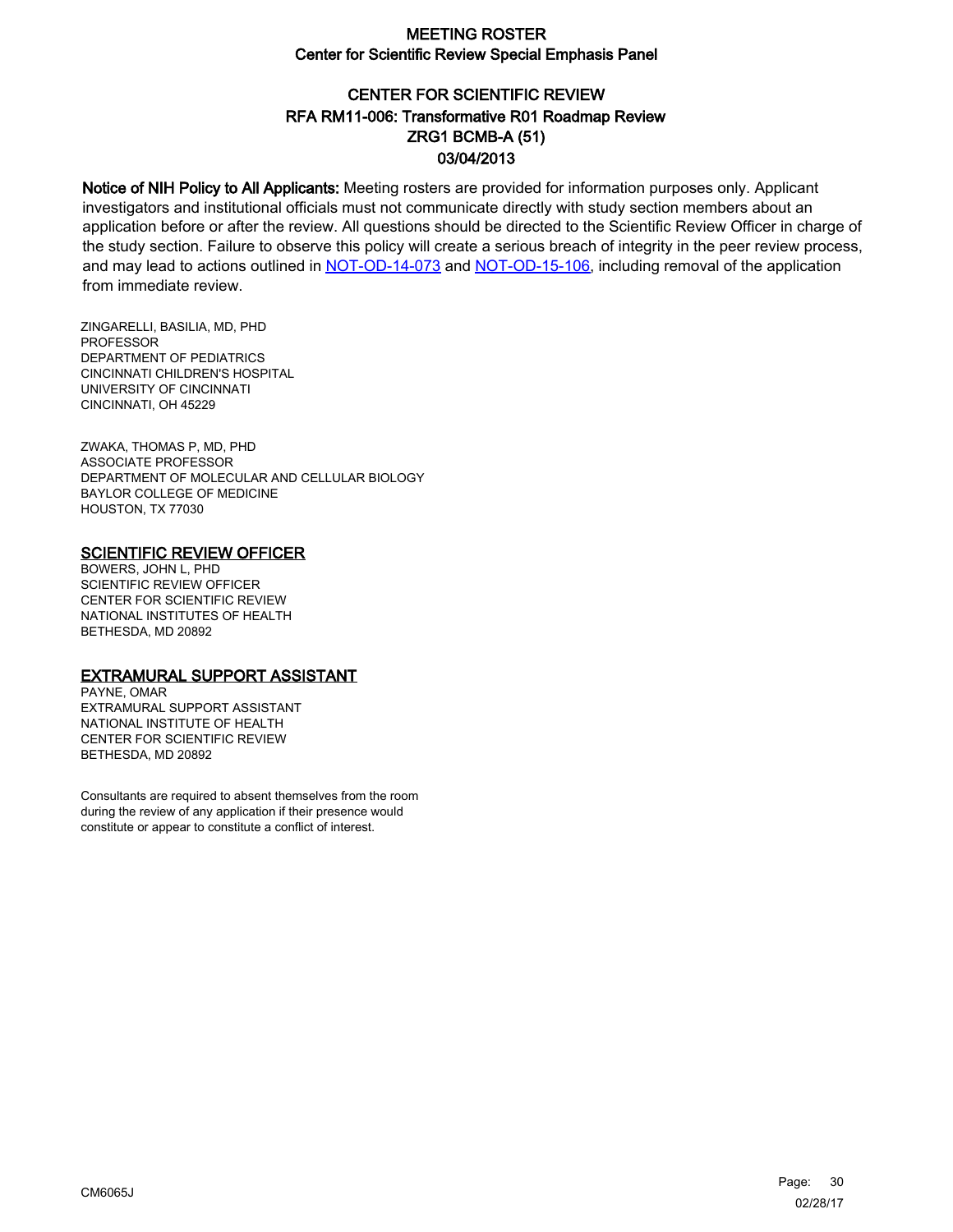# MEETING ROSTER
## Center for Scientific Review Special Emphasis Panel

## CENTER FOR SCIENTIFIC REVIEW
## RFA RM11-006: Transformative R01 Roadmap Review
## ZRG1 BCMB-A (51)
## 03/04/2013

**Notice of NIH Policy to All Applicants:** Meeting rosters are provided for information purposes only. Applicant investigators and institutional officials must not communicate directly with study section members about an application before or after the review. All questions should be directed to the Scientific Review Officer in charge of the study section. Failure to observe this policy will create a serious breach of integrity in the peer review process, and may lead to actions outlined in NOT-OD-14-073 and NOT-OD-15-106, including removal of the application from immediate review.

ZINGARELLI, BASILIA, MD, PHD
PROFESSOR
DEPARTMENT OF PEDIATRICS
CINCINNATI CHILDREN'S HOSPITAL
UNIVERSITY OF CINCINNATI
CINCINNATI, OH 45229

ZWAKA, THOMAS P, MD, PHD
ASSOCIATE PROFESSOR
DEPARTMENT OF MOLECULAR AND CELLULAR BIOLOGY
BAYLOR COLLEGE OF MEDICINE
HOUSTON, TX 77030

### SCIENTIFIC REVIEW OFFICER

BOWERS, JOHN L, PHD
SCIENTIFIC REVIEW OFFICER
CENTER FOR SCIENTIFIC REVIEW
NATIONAL INSTITUTES OF HEALTH
BETHESDA, MD 20892

### EXTRAMURAL SUPPORT ASSISTANT

PAYNE, OMAR
EXTRAMURAL SUPPORT ASSISTANT
NATIONAL INSTITUTE OF HEALTH
CENTER FOR SCIENTIFIC REVIEW
BETHESDA, MD 20892

Consultants are required to absent themselves from the room during the review of any application if their presence would constitute or appear to constitute a conflict of interest.

CM6065J

02/28/17